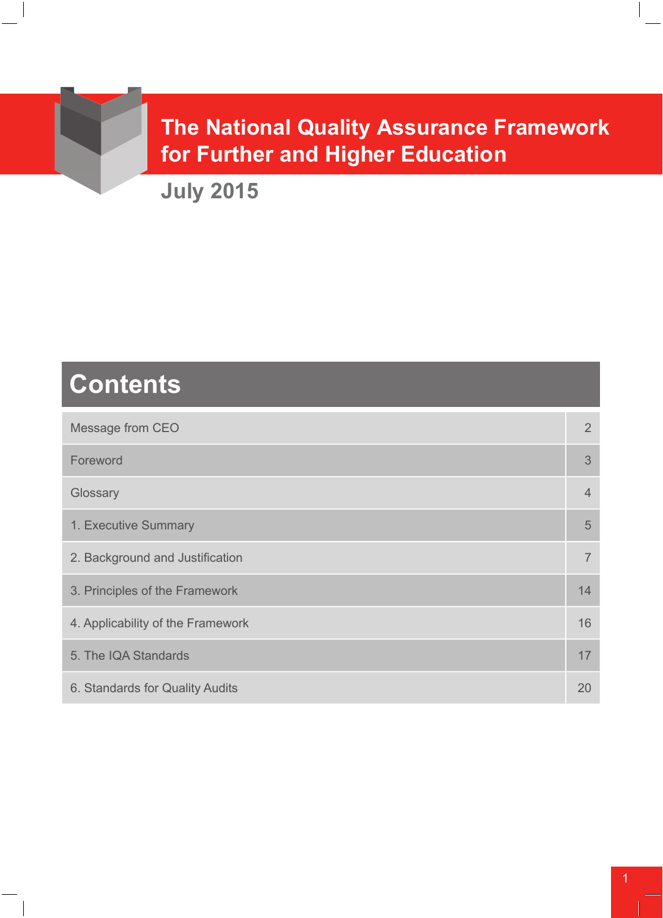# The National Quality Assurance Framework for Further and Higher Education

**July 2015**

## Contents

| | |
|---|---|
| Message from CEO | 2 |
| Foreword | 3 |
| Glossary | 4 |
| 1. Executive Summary | 5 |
| 2. Background and Justification | 7 |
| 3. Principles of the Framework | 14 |
| 4. Applicability of the Framework | 16 |
| 5. The IQA Standards | 17 |
| 6. Standards for Quality Audits | 20 |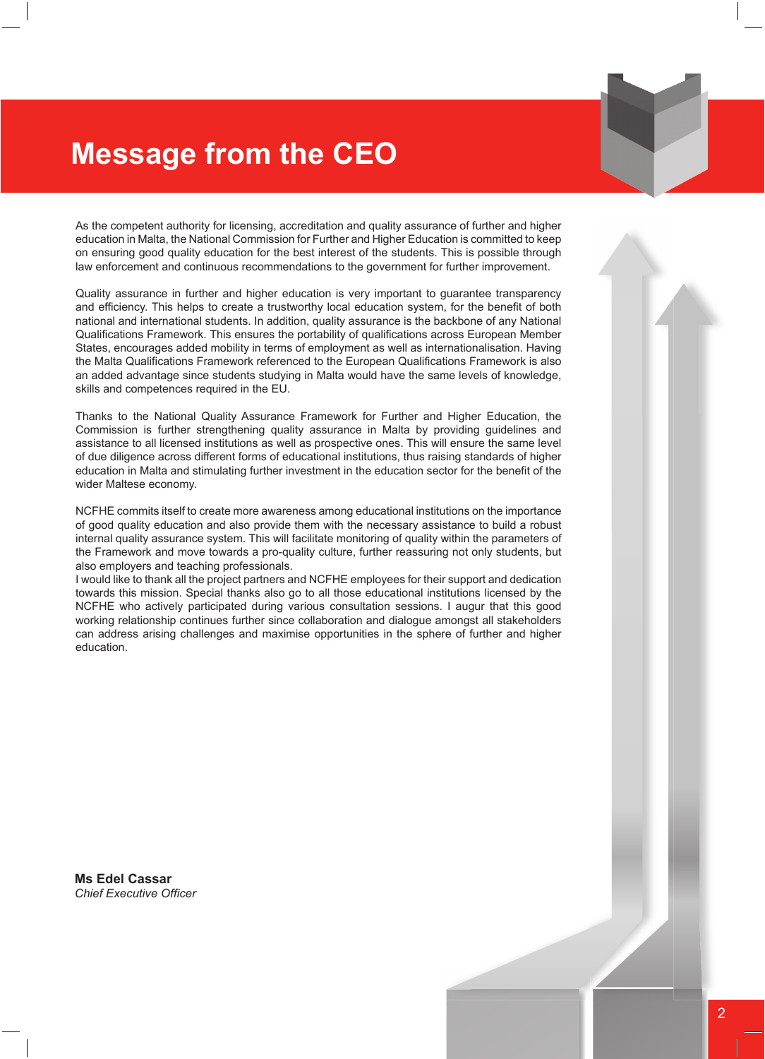# Message from the CEO

As the competent authority for licensing, accreditation and quality assurance of further and higher education in Malta, the National Commission for Further and Higher Education is committed to keep on ensuring good quality education for the best interest of the students. This is possible through law enforcement and continuous recommendations to the government for further improvement.

Quality assurance in further and higher education is very important to guarantee transparency and efficiency. This helps to create a trustworthy local education system, for the benefit of both national and international students. In addition, quality assurance is the backbone of any National Qualifications Framework. This ensures the portability of qualifications across European Member States, encourages added mobility in terms of employment as well as internationalisation. Having the Malta Qualifications Framework referenced to the European Qualifications Framework is also an added advantage since students studying in Malta would have the same levels of knowledge, skills and competences required in the EU.

Thanks to the National Quality Assurance Framework for Further and Higher Education, the Commission is further strengthening quality assurance in Malta by providing guidelines and assistance to all licensed institutions as well as prospective ones. This will ensure the same level of due diligence across different forms of educational institutions, thus raising standards of higher education in Malta and stimulating further investment in the education sector for the benefit of the wider Maltese economy.

NCFHE commits itself to create more awareness among educational institutions on the importance of good quality education and also provide them with the necessary assistance to build a robust internal quality assurance system. This will facilitate monitoring of quality within the parameters of the Framework and move towards a pro-quality culture, further reassuring not only students, but also employers and teaching professionals.

I would like to thank all the project partners and NCFHE employees for their support and dedication towards this mission. Special thanks also go to all those educational institutions licensed by the NCFHE who actively participated during various consultation sessions. I augur that this good working relationship continues further since collaboration and dialogue amongst all stakeholders can address arising challenges and maximise opportunities in the sphere of further and higher education.

**Ms Edel Cassar**
*Chief Executive Officer*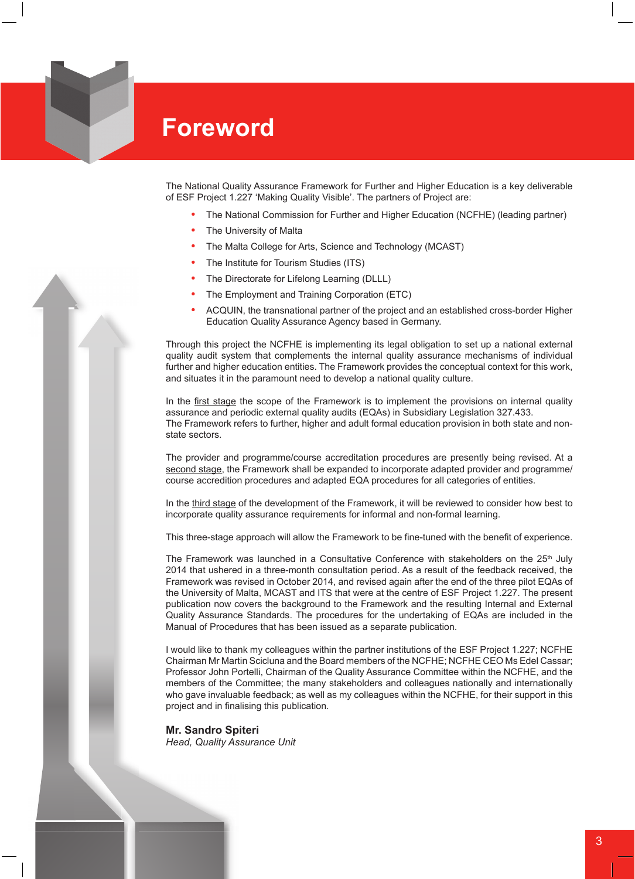# Foreword

The National Quality Assurance Framework for Further and Higher Education is a key deliverable of ESF Project 1.227 'Making Quality Visible'. The partners of Project are:

- The National Commission for Further and Higher Education (NCFHE) (leading partner)
- The University of Malta
- The Malta College for Arts, Science and Technology (MCAST)
- The Institute for Tourism Studies (ITS)
- The Directorate for Lifelong Learning (DLLL)
- The Employment and Training Corporation (ETC)
- ACQUIN, the transnational partner of the project and an established cross-border Higher Education Quality Assurance Agency based in Germany.

Through this project the NCFHE is implementing its legal obligation to set up a national external quality audit system that complements the internal quality assurance mechanisms of individual further and higher education entities. The Framework provides the conceptual context for this work, and situates it in the paramount need to develop a national quality culture.

In the first stage the scope of the Framework is to implement the provisions on internal quality assurance and periodic external quality audits (EQAs) in Subsidiary Legislation 327.433.
The Framework refers to further, higher and adult formal education provision in both state and non-state sectors.

The provider and programme/course accreditation procedures are presently being revised. At a second stage, the Framework shall be expanded to incorporate adapted provider and programme/course accreditation procedures and adapted EQA procedures for all categories of entities.

In the third stage of the development of the Framework, it will be reviewed to consider how best to incorporate quality assurance requirements for informal and non-formal learning.

This three-stage approach will allow the Framework to be fine-tuned with the benefit of experience.

The Framework was launched in a Consultative Conference with stakeholders on the 25th July 2014 that ushered in a three-month consultation period. As a result of the feedback received, the Framework was revised in October 2014, and revised again after the end of the three pilot EQAs of the University of Malta, MCAST and ITS that were at the centre of ESF Project 1.227. The present publication now covers the background to the Framework and the resulting Internal and External Quality Assurance Standards. The procedures for the undertaking of EQAs are included in the Manual of Procedures that has been issued as a separate publication.

I would like to thank my colleagues within the partner institutions of the ESF Project 1.227; NCFHE Chairman Mr Martin Scicluna and the Board members of the NCFHE; NCFHE CEO Ms Edel Cassar; Professor John Portelli, Chairman of the Quality Assurance Committee within the NCFHE, and the members of the Committee; the many stakeholders and colleagues nationally and internationally who gave invaluable feedback; as well as my colleagues within the NCFHE, for their support in this project and in finalising this publication.

**Mr. Sandro Spiteri**
*Head, Quality Assurance Unit*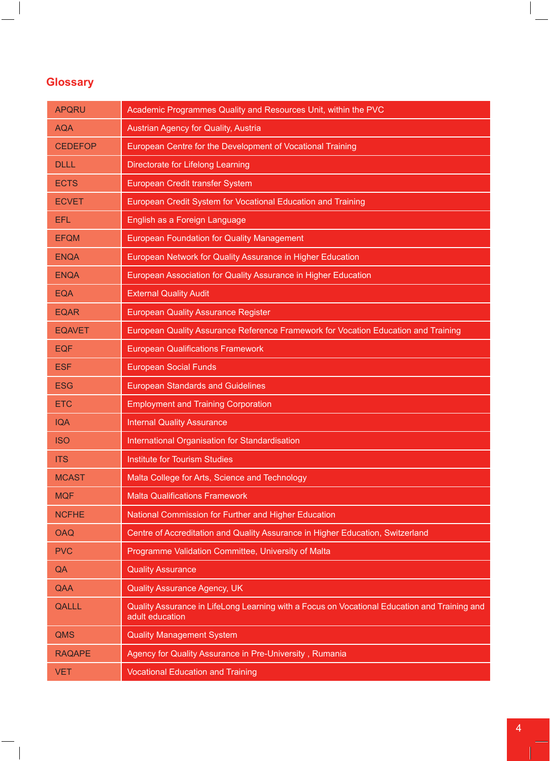## Glossary

| | |
|---|---|
| APQRU | Academic Programmes Quality and Resources Unit, within the PVC |
| AQA | Austrian Agency for Quality, Austria |
| CEDEFOP | European Centre for the Development of Vocational Training |
| DLLL | Directorate for Lifelong Learning |
| ECTS | European Credit transfer System |
| ECVET | European Credit System for Vocational Education and Training |
| EFL | English as a Foreign Language |
| EFQM | European Foundation for Quality Management |
| ENQA | European Network for Quality Assurance in Higher Education |
| ENQA | European Association for Quality Assurance in Higher Education |
| EQA | External Quality Audit |
| EQAR | European Quality Assurance Register |
| EQAVET | European Quality Assurance Reference Framework for Vocation Education and Training |
| EQF | European Qualifications Framework |
| ESF | European Social Funds |
| ESG | European Standards and Guidelines |
| ETC | Employment and Training Corporation |
| IQA | Internal Quality Assurance |
| ISO | International Organisation for Standardisation |
| ITS | Institute for Tourism Studies |
| MCAST | Malta College for Arts, Science and Technology |
| MQF | Malta Qualifications Framework |
| NCFHE | National Commission for Further and Higher Education |
| OAQ | Centre of Accreditation and Quality Assurance in Higher Education, Switzerland |
| PVC | Programme Validation Committee, University of Malta |
| QA | Quality Assurance |
| QAA | Quality Assurance Agency, UK |
| QALLL | Quality Assurance in LifeLong Learning with a Focus on Vocational Education and Training and adult education |
| QMS | Quality Management System |
| RAQAPE | Agency for Quality Assurance in Pre-University , Rumania |
| VET | Vocational Education and Training |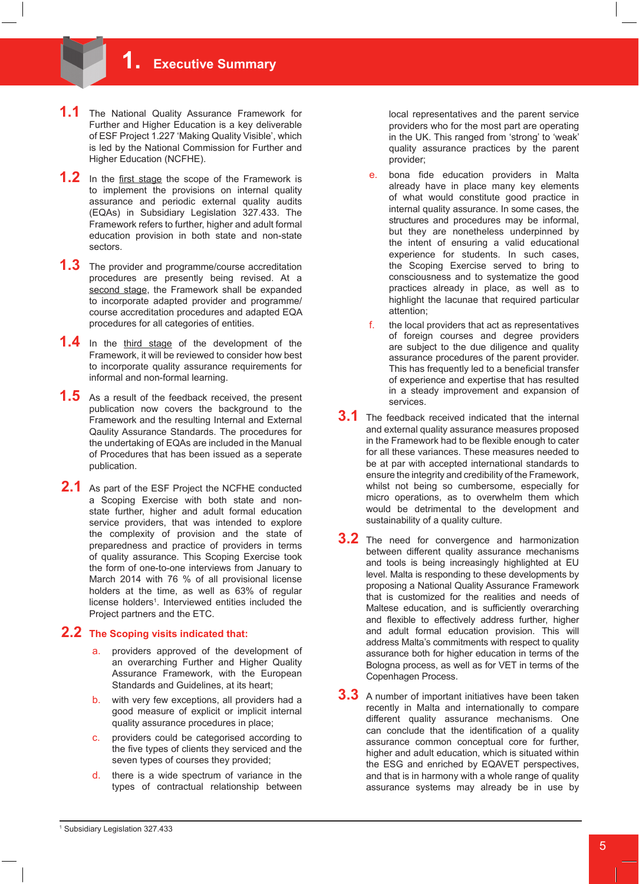# 1. Executive Summary

**1.1** The National Quality Assurance Framework for Further and Higher Education is a key deliverable of ESF Project 1.227 'Making Quality Visible', which is led by the National Commission for Further and Higher Education (NCFHE).

**1.2** In the first stage the scope of the Framework is to implement the provisions on internal quality assurance and periodic external quality audits (EQAs) in Subsidiary Legislation 327.433. The Framework refers to further, higher and adult formal education provision in both state and non-state sectors.

**1.3** The provider and programme/course accreditation procedures are presently being revised. At a second stage, the Framework shall be expanded to incorporate adapted provider and programme/course accreditation procedures and adapted EQA procedures for all categories of entities.

**1.4** In the third stage of the development of the Framework, it will be reviewed to consider how best to incorporate quality assurance requirements for informal and non-formal learning.

**1.5** As a result of the feedback received, the present publication now covers the background to the Framework and the resulting Internal and External Qaulity Assurance Standards. The procedures for the undertaking of EQAs are included in the Manual of Procedures that has been issued as a seperate publication.

**2.1** As part of the ESF Project the NCFHE conducted a Scoping Exercise with both state and non-state further, higher and adult formal education service providers, that was intended to explore the complexity of provision and the state of preparedness and practice of providers in terms of quality assurance. This Scoping Exercise took the form of one-to-one interviews from January to March 2014 with 76 % of all provisional license holders at the time, as well as 63% of regular license holders[1]. Interviewed entities included the Project partners and the ETC.

## 2.2 The Scoping visits indicated that:

a. providers approved of the development of an overarching Further and Higher Quality Assurance Framework, with the European Standards and Guidelines, at its heart;

b. with very few exceptions, all providers had a good measure of explicit or implicit internal quality assurance procedures in place;

c. providers could be categorised according to the five types of clients they serviced and the seven types of courses they provided;

d. there is a wide spectrum of variance in the types of contractual relationship between local representatives and the parent service providers who for the most part are operating in the UK. This ranged from 'strong' to 'weak' quality assurance practices by the parent provider;

e. bona fide education providers in Malta already have in place many key elements of what would constitute good practice in internal quality assurance. In some cases, the structures and procedures may be informal, but they are nonetheless underpinned by the intent of ensuring a valid educational experience for students. In such cases, the Scoping Exercise served to bring to consciousness and to systematize the good practices already in place, as well as to highlight the lacunae that required particular attention;

f. the local providers that act as representatives of foreign courses and degree providers are subject to the due diligence and quality assurance procedures of the parent provider. This has frequently led to a beneficial transfer of experience and expertise that has resulted in a steady improvement and expansion of services.

**3.1** The feedback received indicated that the internal and external quality assurance measures proposed in the Framework had to be flexible enough to cater for all these variances. These measures needed to be at par with accepted international standards to ensure the integrity and credibility of the Framework, whilst not being so cumbersome, especially for micro operations, as to overwhelm them which would be detrimental to the development and sustainability of a quality culture.

**3.2** The need for convergence and harmonization between different quality assurance mechanisms and tools is being increasingly highlighted at EU level. Malta is responding to these developments by proposing a National Quality Assurance Framework that is customized for the realities and needs of Maltese education, and is sufficiently overarching and flexible to effectively address further, higher and adult formal education provision. This will address Malta's commitments with respect to quality assurance both for higher education in terms of the Bologna process, as well as for VET in terms of the Copenhagen Process.

**3.3** A number of important initiatives have been taken recently in Malta and internationally to compare different quality assurance mechanisms. One can conclude that the identification of a quality assurance common conceptual core for further, higher and adult education, which is situated within the ESG and enriched by EQAVET perspectives, and that is in harmony with a whole range of quality assurance systems may already be in use by

---

[1] Subsidiary Legislation 327.433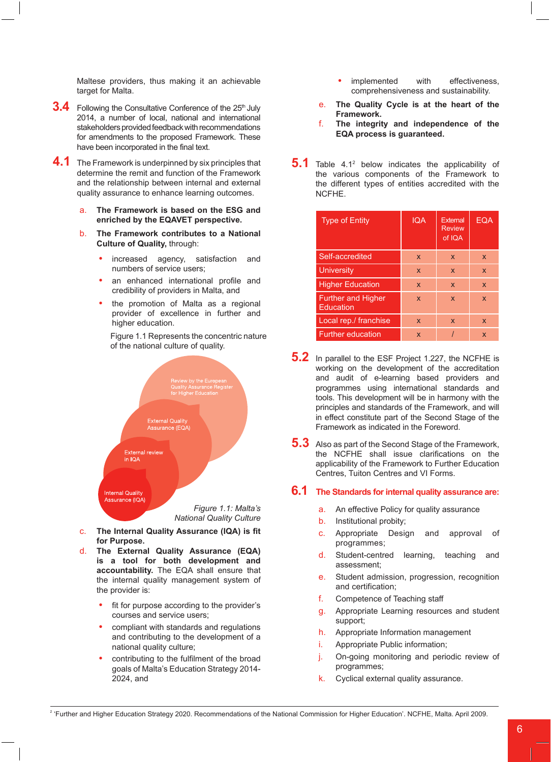Maltese providers, thus making it an achievable target for Malta.

**3.4** Following the Consultative Conference of the 25th July 2014, a number of local, national and international stakeholders provided feedback with recommendations for amendments to the proposed Framework. These have been incorporated in the final text.

**4.1** The Framework is underpinned by six principles that determine the remit and function of the Framework and the relationship between internal and external quality assurance to enhance learning outcomes.

a. **The Framework is based on the ESG and enriched by the EQAVET perspective.**

b. **The Framework contributes to a National Culture of Quality,** through:

- increased agency, satisfaction and numbers of service users;
- an enhanced international profile and credibility of providers in Malta, and
- the promotion of Malta as a regional provider of excellence in further and higher education.

Figure 1.1 Represents the concentric nature of the national culture of quality.

Review by the European Quality Assurance Register for Higher Education

External Quality Assurance (EQA)

External review in IQA

Internal Quality Assurance (IQA)

*Figure 1.1: Malta's National Quality Culture*

c. **The Internal Quality Assurance (IQA) is fit for Purpose.**

d. **The External Quality Assurance (EQA) is a tool for both development and accountability.** The EQA shall ensure that the internal quality management system of the provider is:

- fit for purpose according to the provider's courses and service users;
- compliant with standards and regulations and contributing to the development of a national quality culture;
- contributing to the fulfilment of the broad goals of Malta's Education Strategy 2014-2024, and
- implemented with effectiveness, comprehensiveness and sustainability.

e. **The Quality Cycle is at the heart of the Framework.**

f. **The integrity and independence of the EQA process is guaranteed.**

**5.1** Table 4.1[2] below indicates the applicability of the various components of the Framework to the different types of entities accredited with the NCFHE.

| Type of Entity | IQA | External Review of IQA | EQA |
|---|---|---|---|
| Self-accredited | x | x | x |
| University | x | x | x |
| Higher Education | x | x | x |
| Further and Higher Education | x | x | x |
| Local rep./ franchise | x | x | x |
| Further education | x | / | x |

**5.2** In parallel to the ESF Project 1.227, the NCFHE is working on the development of the accreditation and audit of e-learning based providers and programmes using international standards and tools. This development will be in harmony with the principles and standards of the Framework, and will in effect constitute part of the Second Stage of the Framework as indicated in the Foreword.

**5.3** Also as part of the Second Stage of the Framework, the NCFHE shall issue clarifications on the applicability of the Framework to Further Education Centres, Tuiton Centres and VI Forms.

## 6.1 The Standards for internal quality assurance are:

a. An effective Policy for quality assurance
b. Institutional probity;
c. Appropriate Design and approval of programmes;
d. Student-centred learning, teaching and assessment;
e. Student admission, progression, recognition and certification;
f. Competence of Teaching staff
g. Appropriate Learning resources and student support;
h. Appropriate Information management
i. Appropriate Public information;
j. On-going monitoring and periodic review of programmes;
k. Cyclical external quality assurance.

[2] 'Further and Higher Education Strategy 2020. Recommendations of the National Commission for Higher Education'. NCFHE, Malta. April 2009.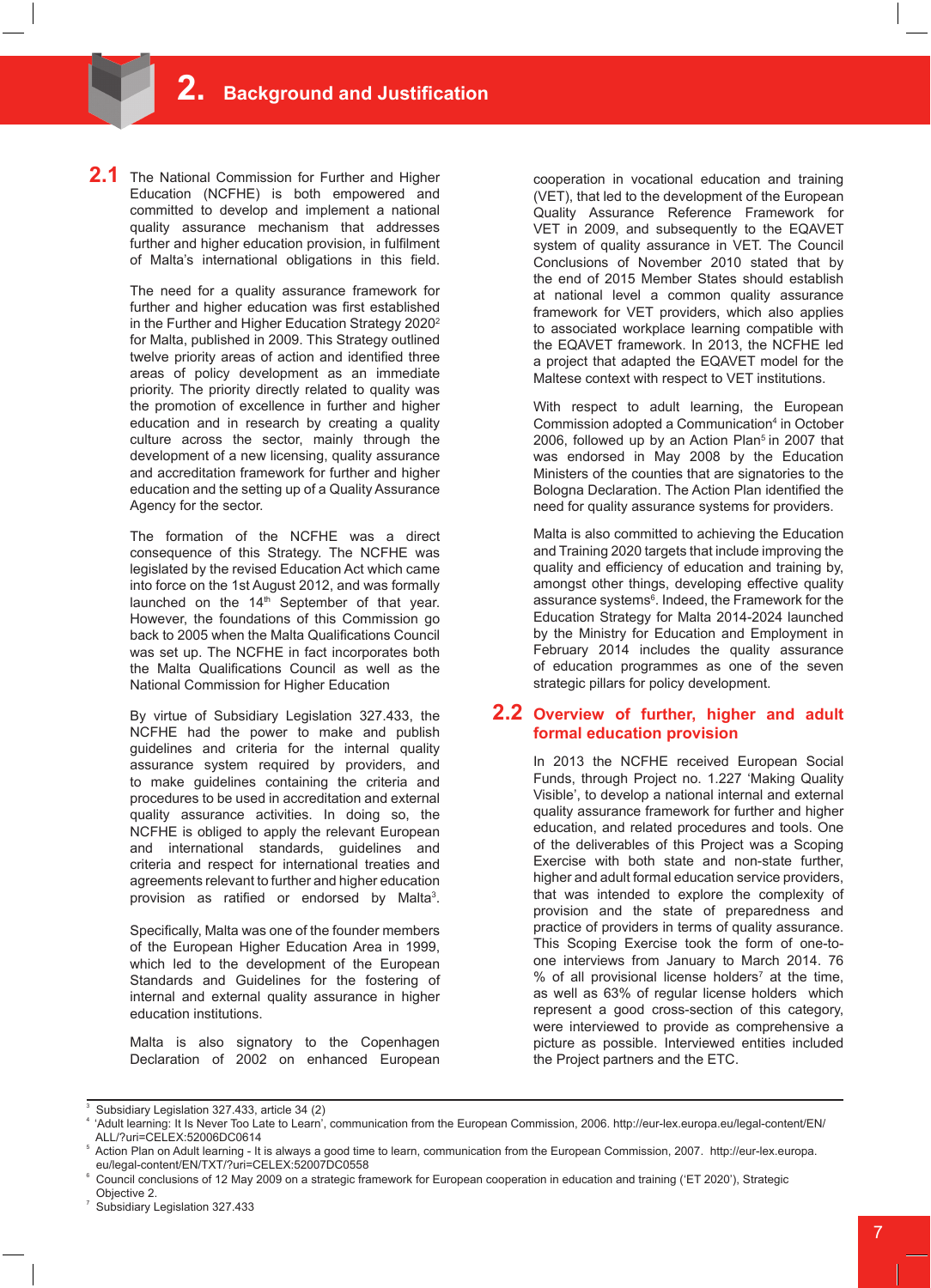## 2. Background and Justification

**2.1** The National Commission for Further and Higher Education (NCFHE) is both empowered and committed to develop and implement a national quality assurance mechanism that addresses further and higher education provision, in fulfilment of Malta's international obligations in this field.

The need for a quality assurance framework for further and higher education was first established in the Further and Higher Education Strategy 2020[2] for Malta, published in 2009. This Strategy outlined twelve priority areas of action and identified three areas of policy development as an immediate priority. The priority directly related to quality was the promotion of excellence in further and higher education and in research by creating a quality culture across the sector, mainly through the development of a new licensing, quality assurance and accreditation framework for further and higher education and the setting up of a Quality Assurance Agency for the sector.

The formation of the NCFHE was a direct consequence of this Strategy. The NCFHE was legislated by the revised Education Act which came into force on the 1st August 2012, and was formally launched on the 14th September of that year. However, the foundations of this Commission go back to 2005 when the Malta Qualifications Council was set up. The NCFHE in fact incorporates both the Malta Qualifications Council as well as the National Commission for Higher Education

By virtue of Subsidiary Legislation 327.433, the NCFHE had the power to make and publish guidelines and criteria for the internal quality assurance system required by providers, and to make guidelines containing the criteria and procedures to be used in accreditation and external quality assurance activities. In doing so, the NCFHE is obliged to apply the relevant European and international standards, guidelines and criteria and respect for international treaties and agreements relevant to further and higher education provision as ratified or endorsed by Malta[3].

Specifically, Malta was one of the founder members of the European Higher Education Area in 1999, which led to the development of the European Standards and Guidelines for the fostering of internal and external quality assurance in higher education institutions.

Malta is also signatory to the Copenhagen Declaration of 2002 on enhanced European cooperation in vocational education and training (VET), that led to the development of the European Quality Assurance Reference Framework for VET in 2009, and subsequently to the EQAVET system of quality assurance in VET. The Council Conclusions of November 2010 stated that by the end of 2015 Member States should establish at national level a common quality assurance framework for VET providers, which also applies to associated workplace learning compatible with the EQAVET framework. In 2013, the NCFHE led a project that adapted the EQAVET model for the Maltese context with respect to VET institutions.

With respect to adult learning, the European Commission adopted a Communication[4] in October 2006, followed up by an Action Plan[5] in 2007 that was endorsed in May 2008 by the Education Ministers of the counties that are signatories to the Bologna Declaration. The Action Plan identified the need for quality assurance systems for providers.

Malta is also committed to achieving the Education and Training 2020 targets that include improving the quality and efficiency of education and training by, amongst other things, developing effective quality assurance systems[6]. Indeed, the Framework for the Education Strategy for Malta 2014-2024 launched by the Ministry for Education and Employment in February 2014 includes the quality assurance of education programmes as one of the seven strategic pillars for policy development.

### 2.2 Overview of further, higher and adult formal education provision

In 2013 the NCFHE received European Social Funds, through Project no. 1.227 'Making Quality Visible', to develop a national internal and external quality assurance framework for further and higher education, and related procedures and tools. One of the deliverables of this Project was a Scoping Exercise with both state and non-state further, higher and adult formal education service providers, that was intended to explore the complexity of provision and the state of preparedness and practice of providers in terms of quality assurance. This Scoping Exercise took the form of one-to-one interviews from January to March 2014. 76 % of all provisional license holders[7] at the time, as well as 63% of regular license holders which represent a good cross-section of this category, were interviewed to provide as comprehensive a picture as possible. Interviewed entities included the Project partners and the ETC.

---

[3] Subsidiary Legislation 327.433, article 34 (2)

[4] 'Adult learning: It Is Never Too Late to Learn', communication from the European Commission, 2006. http://eur-lex.europa.eu/legal-content/EN/ALL/?uri=CELEX:52006DC0614

[5] Action Plan on Adult learning - It is always a good time to learn, communication from the European Commission, 2007. http://eur-lex.europa.eu/legal-content/EN/TXT/?uri=CELEX:52007DC0558

[6] Council conclusions of 12 May 2009 on a strategic framework for European cooperation in education and training ('ET 2020'), Strategic Objective 2.

[7] Subsidiary Legislation 327.433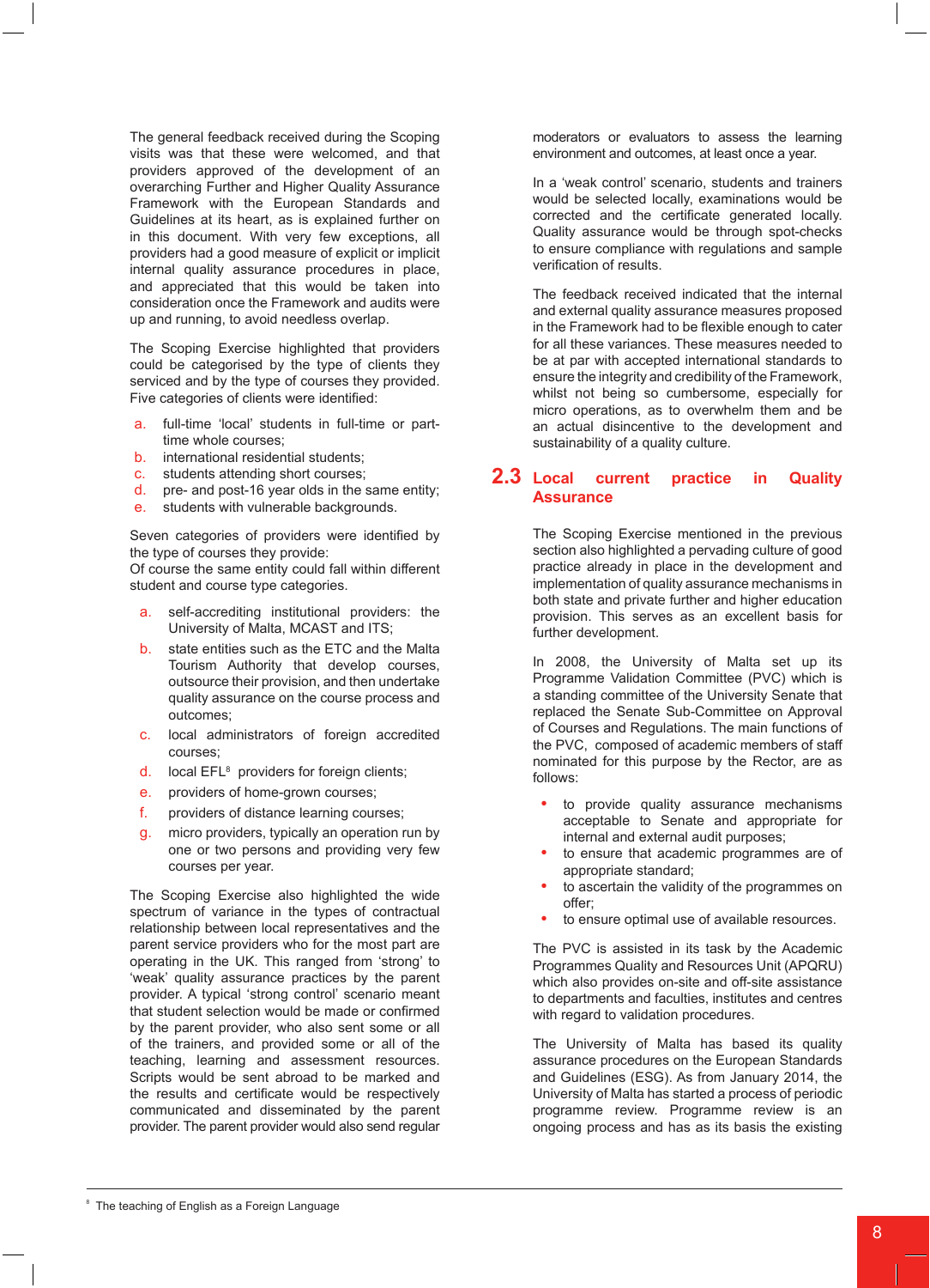The general feedback received during the Scoping visits was that these were welcomed, and that providers approved of the development of an overarching Further and Higher Quality Assurance Framework with the European Standards and Guidelines at its heart, as is explained further on in this document. With very few exceptions, all providers had a good measure of explicit or implicit internal quality assurance procedures in place, and appreciated that this would be taken into consideration once the Framework and audits were up and running, to avoid needless overlap.

The Scoping Exercise highlighted that providers could be categorised by the type of clients they serviced and by the type of courses they provided. Five categories of clients were identified:

a. full-time 'local' students in full-time or part-time whole courses;
b. international residential students;
c. students attending short courses;
d. pre- and post-16 year olds in the same entity;
e. students with vulnerable backgrounds.

Seven categories of providers were identified by the type of courses they provide:
Of course the same entity could fall within different student and course type categories.

a. self-accrediting institutional providers: the University of Malta, MCAST and ITS;
b. state entities such as the ETC and the Malta Tourism Authority that develop courses, outsource their provision, and then undertake quality assurance on the course process and outcomes;
c. local administrators of foreign accredited courses;
d. local EFL[8] providers for foreign clients;
e. providers of home-grown courses;
f. providers of distance learning courses;
g. micro providers, typically an operation run by one or two persons and providing very few courses per year.

The Scoping Exercise also highlighted the wide spectrum of variance in the types of contractual relationship between local representatives and the parent service providers who for the most part are operating in the UK. This ranged from 'strong' to 'weak' quality assurance practices by the parent provider. A typical 'strong control' scenario meant that student selection would be made or confirmed by the parent provider, who also sent some or all of the trainers, and provided some or all of the teaching, learning and assessment resources. Scripts would be sent abroad to be marked and the results and certificate would be respectively communicated and disseminated by the parent provider. The parent provider would also send regular moderators or evaluators to assess the learning environment and outcomes, at least once a year.

In a 'weak control' scenario, students and trainers would be selected locally, examinations would be corrected and the certificate generated locally. Quality assurance would be through spot-checks to ensure compliance with regulations and sample verification of results.

The feedback received indicated that the internal and external quality assurance measures proposed in the Framework had to be flexible enough to cater for all these variances. These measures needed to be at par with accepted international standards to ensure the integrity and credibility of the Framework, whilst not being so cumbersome, especially for micro operations, as to overwhelm them and be an actual disincentive to the development and sustainability of a quality culture.

## 2.3 Local current practice in Quality Assurance

The Scoping Exercise mentioned in the previous section also highlighted a pervading culture of good practice already in place in the development and implementation of quality assurance mechanisms in both state and private further and higher education provision. This serves as an excellent basis for further development.

In 2008, the University of Malta set up its Programme Validation Committee (PVC) which is a standing committee of the University Senate that replaced the Senate Sub-Committee on Approval of Courses and Regulations. The main functions of the PVC, composed of academic members of staff nominated for this purpose by the Rector, are as follows:

- to provide quality assurance mechanisms acceptable to Senate and appropriate for internal and external audit purposes;
- to ensure that academic programmes are of appropriate standard;
- to ascertain the validity of the programmes on offer;
- to ensure optimal use of available resources.

The PVC is assisted in its task by the Academic Programmes Quality and Resources Unit (APQRU) which also provides on-site and off-site assistance to departments and faculties, institutes and centres with regard to validation procedures.

The University of Malta has based its quality assurance procedures on the European Standards and Guidelines (ESG). As from January 2014, the University of Malta has started a process of periodic programme review. Programme review is an ongoing process and has as its basis the existing

[8] The teaching of English as a Foreign Language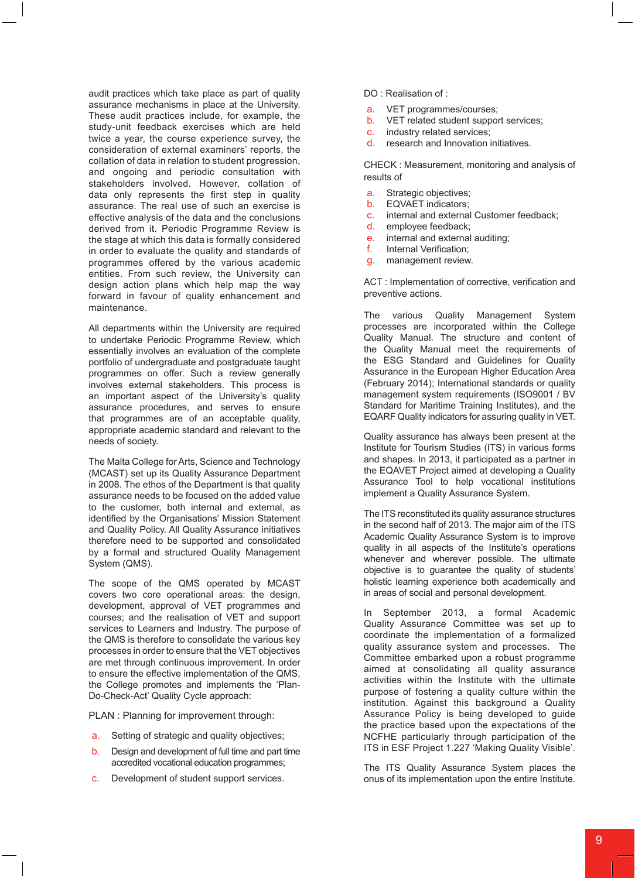audit practices which take place as part of quality assurance mechanisms in place at the University. These audit practices include, for example, the study-unit feedback exercises which are held twice a year, the course experience survey, the consideration of external examiners' reports, the collation of data in relation to student progression, and ongoing and periodic consultation with stakeholders involved. However, collation of data only represents the first step in quality assurance. The real use of such an exercise is effective analysis of the data and the conclusions derived from it. Periodic Programme Review is the stage at which this data is formally considered in order to evaluate the quality and standards of programmes offered by the various academic entities. From such review, the University can design action plans which help map the way forward in favour of quality enhancement and maintenance.

All departments within the University are required to undertake Periodic Programme Review, which essentially involves an evaluation of the complete portfolio of undergraduate and postgraduate taught programmes on offer. Such a review generally involves external stakeholders. This process is an important aspect of the University's quality assurance procedures, and serves to ensure that programmes are of an acceptable quality, appropriate academic standard and relevant to the needs of society.

The Malta College for Arts, Science and Technology (MCAST) set up its Quality Assurance Department in 2008. The ethos of the Department is that quality assurance needs to be focused on the added value to the customer, both internal and external, as identified by the Organisations' Mission Statement and Quality Policy. All Quality Assurance initiatives therefore need to be supported and consolidated by a formal and structured Quality Management System (QMS).

The scope of the QMS operated by MCAST covers two core operational areas: the design, development, approval of VET programmes and courses; and the realisation of VET and support services to Learners and Industry. The purpose of the QMS is therefore to consolidate the various key processes in order to ensure that the VET objectives are met through continuous improvement. In order to ensure the effective implementation of the QMS, the College promotes and implements the 'Plan-Do-Check-Act' Quality Cycle approach:

PLAN : Planning for improvement through:

a. Setting of strategic and quality objectives;
b. Design and development of full time and part time accredited vocational education programmes;
c. Development of student support services.

DO : Realisation of :

a. VET programmes/courses;
b. VET related student support services;
c. industry related services;
d. research and Innovation initiatives.

CHECK : Measurement, monitoring and analysis of results of

a. Strategic objectives;
b. EQVAET indicators;
c. internal and external Customer feedback;
d. employee feedback;
e. internal and external auditing;
f. Internal Verification;
g. management review.

ACT : Implementation of corrective, verification and preventive actions.

The various Quality Management System processes are incorporated within the College Quality Manual. The structure and content of the Quality Manual meet the requirements of the ESG Standard and Guidelines for Quality Assurance in the European Higher Education Area (February 2014); International standards or quality management system requirements (ISO9001 / BV Standard for Maritime Training Institutes), and the EQARF Quality indicators for assuring quality in VET.

Quality assurance has always been present at the Institute for Tourism Studies (ITS) in various forms and shapes. In 2013, it participated as a partner in the EQAVET Project aimed at developing a Quality Assurance Tool to help vocational institutions implement a Quality Assurance System.

The ITS reconstituted its quality assurance structures in the second half of 2013. The major aim of the ITS Academic Quality Assurance System is to improve quality in all aspects of the Institute's operations whenever and wherever possible. The ultimate objective is to guarantee the quality of students' holistic learning experience both academically and in areas of social and personal development.

In September 2013, a formal Academic Quality Assurance Committee was set up to coordinate the implementation of a formalized quality assurance system and processes. The Committee embarked upon a robust programme aimed at consolidating all quality assurance activities within the Institute with the ultimate purpose of fostering a quality culture within the institution. Against this background a Quality Assurance Policy is being developed to guide the practice based upon the expectations of the NCFHE particularly through participation of the ITS in ESF Project 1.227 'Making Quality Visible'.

The ITS Quality Assurance System places the onus of its implementation upon the entire Institute.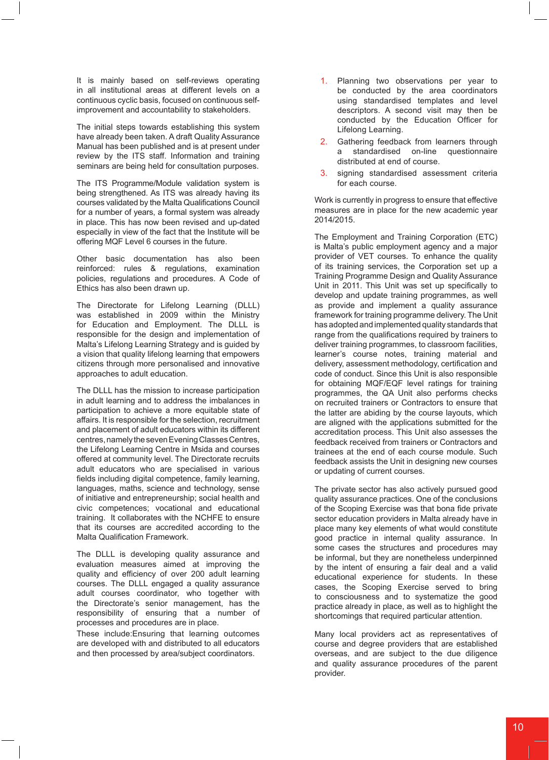It is mainly based on self-reviews operating in all institutional areas at different levels on a continuous cyclic basis, focused on continuous self-improvement and accountability to stakeholders.

The initial steps towards establishing this system have already been taken. A draft Quality Assurance Manual has been published and is at present under review by the ITS staff. Information and training seminars are being held for consultation purposes.

The ITS Programme/Module validation system is being strengthened. As ITS was already having its courses validated by the Malta Qualifications Council for a number of years, a formal system was already in place. This has now been revised and up-dated especially in view of the fact that the Institute will be offering MQF Level 6 courses in the future.

Other basic documentation has also been reinforced: rules & regulations, examination policies, regulations and procedures. A Code of Ethics has also been drawn up.

The Directorate for Lifelong Learning (DLLL) was established in 2009 within the Ministry for Education and Employment. The DLLL is responsible for the design and implementation of Malta's Lifelong Learning Strategy and is guided by a vision that quality lifelong learning that empowers citizens through more personalised and innovative approaches to adult education.

The DLLL has the mission to increase participation in adult learning and to address the imbalances in participation to achieve a more equitable state of affairs. It is responsible for the selection, recruitment and placement of adult educators within its different centres, namely the seven Evening Classes Centres, the Lifelong Learning Centre in Msida and courses offered at community level. The Directorate recruits adult educators who are specialised in various fields including digital competence, family learning, languages, maths, science and technology, sense of initiative and entrepreneurship; social health and civic competences; vocational and educational training. It collaborates with the NCHFE to ensure that its courses are accredited according to the Malta Qualification Framework.

The DLLL is developing quality assurance and evaluation measures aimed at improving the quality and efficiency of over 200 adult learning courses. The DLLL engaged a quality assurance adult courses coordinator, who together with the Directorate's senior management, has the responsibility of ensuring that a number of processes and procedures are in place.

These include:Ensuring that learning outcomes are developed with and distributed to all educators and then processed by area/subject coordinators.

1. Planning two observations per year to be conducted by the area coordinators using standardised templates and level descriptors. A second visit may then be conducted by the Education Officer for Lifelong Learning.
2. Gathering feedback from learners through a standardised on-line questionnaire distributed at end of course.
3. signing standardised assessment criteria for each course.

Work is currently in progress to ensure that effective measures are in place for the new academic year 2014/2015.

The Employment and Training Corporation (ETC) is Malta's public employment agency and a major provider of VET courses. To enhance the quality of its training services, the Corporation set up a Training Programme Design and Quality Assurance Unit in 2011. This Unit was set up specifically to develop and update training programmes, as well as provide and implement a quality assurance framework for training programme delivery. The Unit has adopted and implemented quality standards that range from the qualifications required by trainers to deliver training programmes, to classroom facilities, learner's course notes, training material and delivery, assessment methodology, certification and code of conduct. Since this Unit is also responsible for obtaining MQF/EQF level ratings for training programmes, the QA Unit also performs checks on recruited trainers or Contractors to ensure that the latter are abiding by the course layouts, which are aligned with the applications submitted for the accreditation process. This Unit also assesses the feedback received from trainers or Contractors and trainees at the end of each course module. Such feedback assists the Unit in designing new courses or updating of current courses.

The private sector has also actively pursued good quality assurance practices. One of the conclusions of the Scoping Exercise was that bona fide private sector education providers in Malta already have in place many key elements of what would constitute good practice in internal quality assurance. In some cases the structures and procedures may be informal, but they are nonetheless underpinned by the intent of ensuring a fair deal and a valid educational experience for students. In these cases, the Scoping Exercise served to bring to consciousness and to systematize the good practice already in place, as well as to highlight the shortcomings that required particular attention.

Many local providers act as representatives of course and degree providers that are established overseas, and are subject to the due diligence and quality assurance procedures of the parent provider.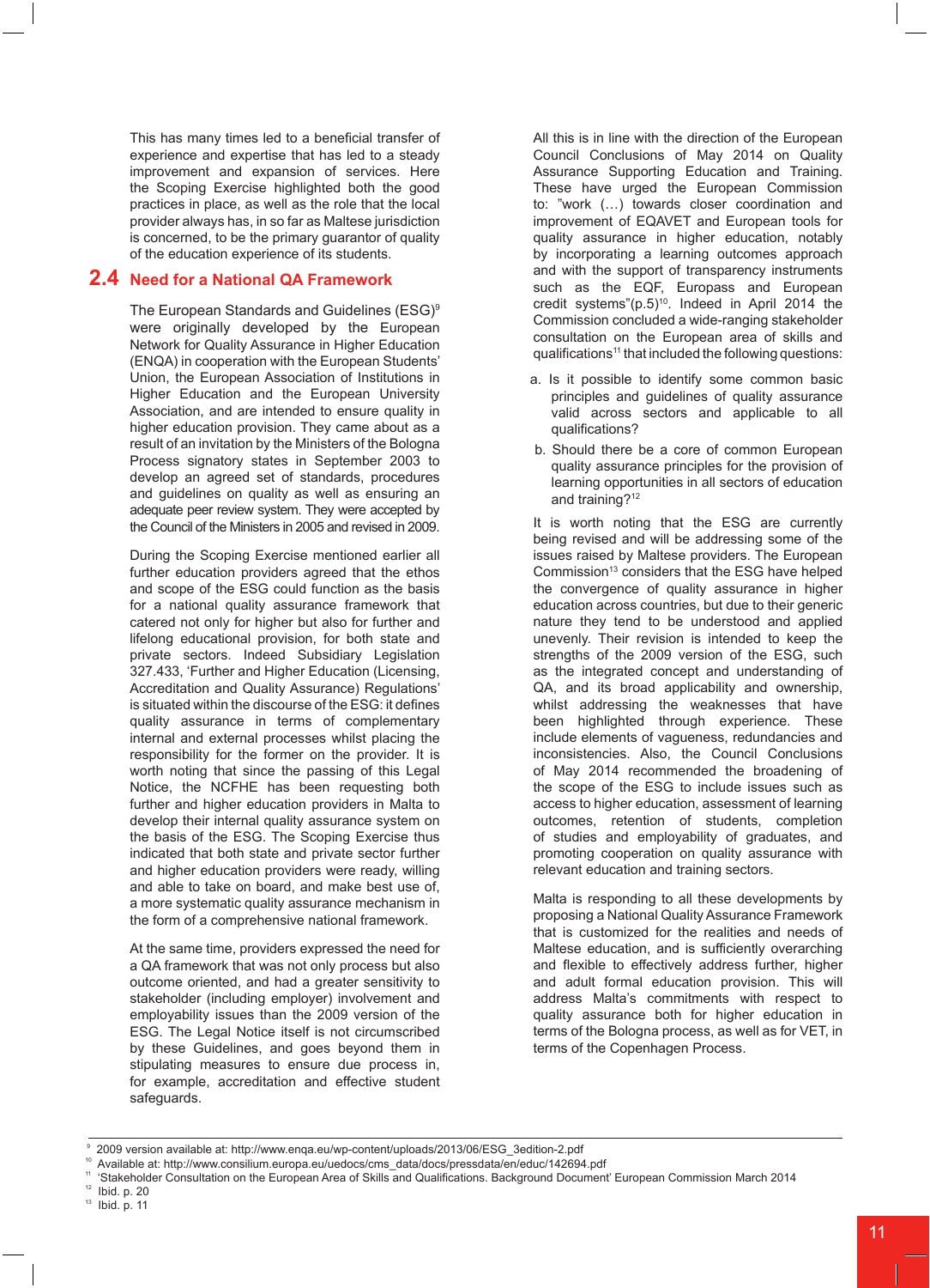This has many times led to a beneficial transfer of experience and expertise that has led to a steady improvement and expansion of services. Here the Scoping Exercise highlighted both the good practices in place, as well as the role that the local provider always has, in so far as Maltese jurisdiction is concerned, to be the primary guarantor of quality of the education experience of its students.

## 2.4 Need for a National QA Framework

The European Standards and Guidelines (ESG)[9] were originally developed by the European Network for Quality Assurance in Higher Education (ENQA) in cooperation with the European Students' Union, the European Association of Institutions in Higher Education and the European University Association, and are intended to ensure quality in higher education provision. They came about as a result of an invitation by the Ministers of the Bologna Process signatory states in September 2003 to develop an agreed set of standards, procedures and guidelines on quality as well as ensuring an adequate peer review system. They were accepted by the Council of the Ministers in 2005 and revised in 2009.

During the Scoping Exercise mentioned earlier all further education providers agreed that the ethos and scope of the ESG could function as the basis for a national quality assurance framework that catered not only for higher but also for further and lifelong educational provision, for both state and private sectors. Indeed Subsidiary Legislation 327.433, 'Further and Higher Education (Licensing, Accreditation and Quality Assurance) Regulations' is situated within the discourse of the ESG: it defines quality assurance in terms of complementary internal and external processes whilst placing the responsibility for the former on the provider. It is worth noting that since the passing of this Legal Notice, the NCFHE has been requesting both further and higher education providers in Malta to develop their internal quality assurance system on the basis of the ESG. The Scoping Exercise thus indicated that both state and private sector further and higher education providers were ready, willing and able to take on board, and make best use of, a more systematic quality assurance mechanism in the form of a comprehensive national framework.

At the same time, providers expressed the need for a QA framework that was not only process but also outcome oriented, and had a greater sensitivity to stakeholder (including employer) involvement and employability issues than the 2009 version of the ESG. The Legal Notice itself is not circumscribed by these Guidelines, and goes beyond them in stipulating measures to ensure due process in, for example, accreditation and effective student safeguards.

All this is in line with the direction of the European Council Conclusions of May 2014 on Quality Assurance Supporting Education and Training. These have urged the European Commission to: "work (…) towards closer coordination and improvement of EQAVET and European tools for quality assurance in higher education, notably by incorporating a learning outcomes approach and with the support of transparency instruments such as the EQF, Europass and European credit systems"(p.5)[10]. Indeed in April 2014 the Commission concluded a wide-ranging stakeholder consultation on the European area of skills and qualifications[11] that included the following questions:

a. Is it possible to identify some common basic principles and guidelines of quality assurance valid across sectors and applicable to all qualifications?
b. Should there be a core of common European quality assurance principles for the provision of learning opportunities in all sectors of education and training?[12]

It is worth noting that the ESG are currently being revised and will be addressing some of the issues raised by Maltese providers. The European Commission[13] considers that the ESG have helped the convergence of quality assurance in higher education across countries, but due to their generic nature they tend to be understood and applied unevenly. Their revision is intended to keep the strengths of the 2009 version of the ESG, such as the integrated concept and understanding of QA, and its broad applicability and ownership, whilst addressing the weaknesses that have been highlighted through experience. These include elements of vagueness, redundancies and inconsistencies. Also, the Council Conclusions of May 2014 recommended the broadening of the scope of the ESG to include issues such as access to higher education, assessment of learning outcomes, retention of students, completion of studies and employability of graduates, and promoting cooperation on quality assurance with relevant education and training sectors.

Malta is responding to all these developments by proposing a National Quality Assurance Framework that is customized for the realities and needs of Maltese education, and is sufficiently overarching and flexible to effectively address further, higher and adult formal education provision. This will address Malta's commitments with respect to quality assurance both for higher education in terms of the Bologna process, as well as for VET, in terms of the Copenhagen Process.

---

[9] 2009 version available at: http://www.enqa.eu/wp-content/uploads/2013/06/ESG_3edition-2.pdf
[10] Available at: http://www.consilium.europa.eu/uedocs/cms_data/docs/pressdata/en/educ/142694.pdf
[11] 'Stakeholder Consultation on the European Area of Skills and Qualifications. Background Document' European Commission March 2014
[12] Ibid. p. 20
[13] Ibid. p. 11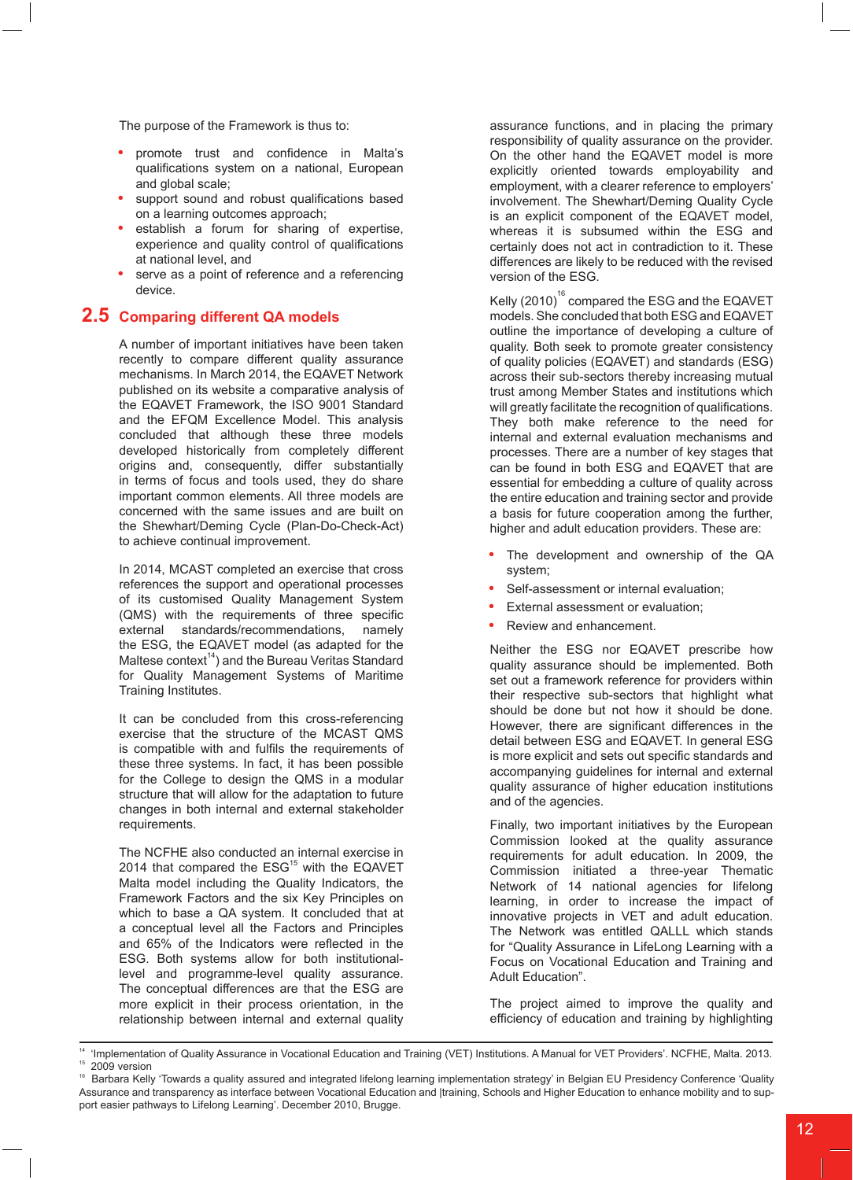The purpose of the Framework is thus to:

- promote trust and confidence in Malta's qualifications system on a national, European and global scale;
- support sound and robust qualifications based on a learning outcomes approach;
- establish a forum for sharing of expertise, experience and quality control of qualifications at national level, and
- serve as a point of reference and a referencing device.

## 2.5 Comparing different QA models

A number of important initiatives have been taken recently to compare different quality assurance mechanisms. In March 2014, the EQAVET Network published on its website a comparative analysis of the EQAVET Framework, the ISO 9001 Standard and the EFQM Excellence Model. This analysis concluded that although these three models developed historically from completely different origins and, consequently, differ substantially in terms of focus and tools used, they do share important common elements. All three models are concerned with the same issues and are built on the Shewhart/Deming Cycle (Plan-Do-Check-Act) to achieve continual improvement.

In 2014, MCAST completed an exercise that cross references the support and operational processes of its customised Quality Management System (QMS) with the requirements of three specific external standards/recommendations, namely the ESG, the EQAVET model (as adapted for the Maltese context[14]) and the Bureau Veritas Standard for Quality Management Systems of Maritime Training Institutes.

It can be concluded from this cross-referencing exercise that the structure of the MCAST QMS is compatible with and fulfils the requirements of these three systems. In fact, it has been possible for the College to design the QMS in a modular structure that will allow for the adaptation to future changes in both internal and external stakeholder requirements.

The NCFHE also conducted an internal exercise in 2014 that compared the ESG[15] with the EQAVET Malta model including the Quality Indicators, the Framework Factors and the six Key Principles on which to base a QA system. It concluded that at a conceptual level all the Factors and Principles and 65% of the Indicators were reflected in the ESG. Both systems allow for both institutional-level and programme-level quality assurance. The conceptual differences are that the ESG are more explicit in their process orientation, in the relationship between internal and external quality assurance functions, and in placing the primary responsibility of quality assurance on the provider. On the other hand the EQAVET model is more explicitly oriented towards employability and employment, with a clearer reference to employers' involvement. The Shewhart/Deming Quality Cycle is an explicit component of the EQAVET model, whereas it is subsumed within the ESG and certainly does not act in contradiction to it. These differences are likely to be reduced with the revised version of the ESG.

Kelly (2010)[16] compared the ESG and the EQAVET models. She concluded that both ESG and EQAVET outline the importance of developing a culture of quality. Both seek to promote greater consistency of quality policies (EQAVET) and standards (ESG) across their sub-sectors thereby increasing mutual trust among Member States and institutions which will greatly facilitate the recognition of qualifications. They both make reference to the need for internal and external evaluation mechanisms and processes. There are a number of key stages that can be found in both ESG and EQAVET that are essential for embedding a culture of quality across the entire education and training sector and provide a basis for future cooperation among the further, higher and adult education providers. These are:

- The development and ownership of the QA system;
- Self-assessment or internal evaluation;
- External assessment or evaluation;
- Review and enhancement.

Neither the ESG nor EQAVET prescribe how quality assurance should be implemented. Both set out a framework reference for providers within their respective sub-sectors that highlight what should be done but not how it should be done. However, there are significant differences in the detail between ESG and EQAVET. In general ESG is more explicit and sets out specific standards and accompanying guidelines for internal and external quality assurance of higher education institutions and of the agencies.

Finally, two important initiatives by the European Commission looked at the quality assurance requirements for adult education. In 2009, the Commission initiated a three-year Thematic Network of 14 national agencies for lifelong learning, in order to increase the impact of innovative projects in VET and adult education. The Network was entitled QALLL which stands for "Quality Assurance in LifeLong Learning with a Focus on Vocational Education and Training and Adult Education".

The project aimed to improve the quality and efficiency of education and training by highlighting

---

[14] 'Implementation of Quality Assurance in Vocational Education and Training (VET) Institutions. A Manual for VET Providers'. NCFHE, Malta. 2013.

[15] 2009 version

[16] Barbara Kelly 'Towards a quality assured and integrated lifelong learning implementation strategy' in Belgian EU Presidency Conference 'Quality Assurance and transparency as interface between Vocational Education and |training, Schools and Higher Education to enhance mobility and to support easier pathways to Lifelong Learning'. December 2010, Brugge.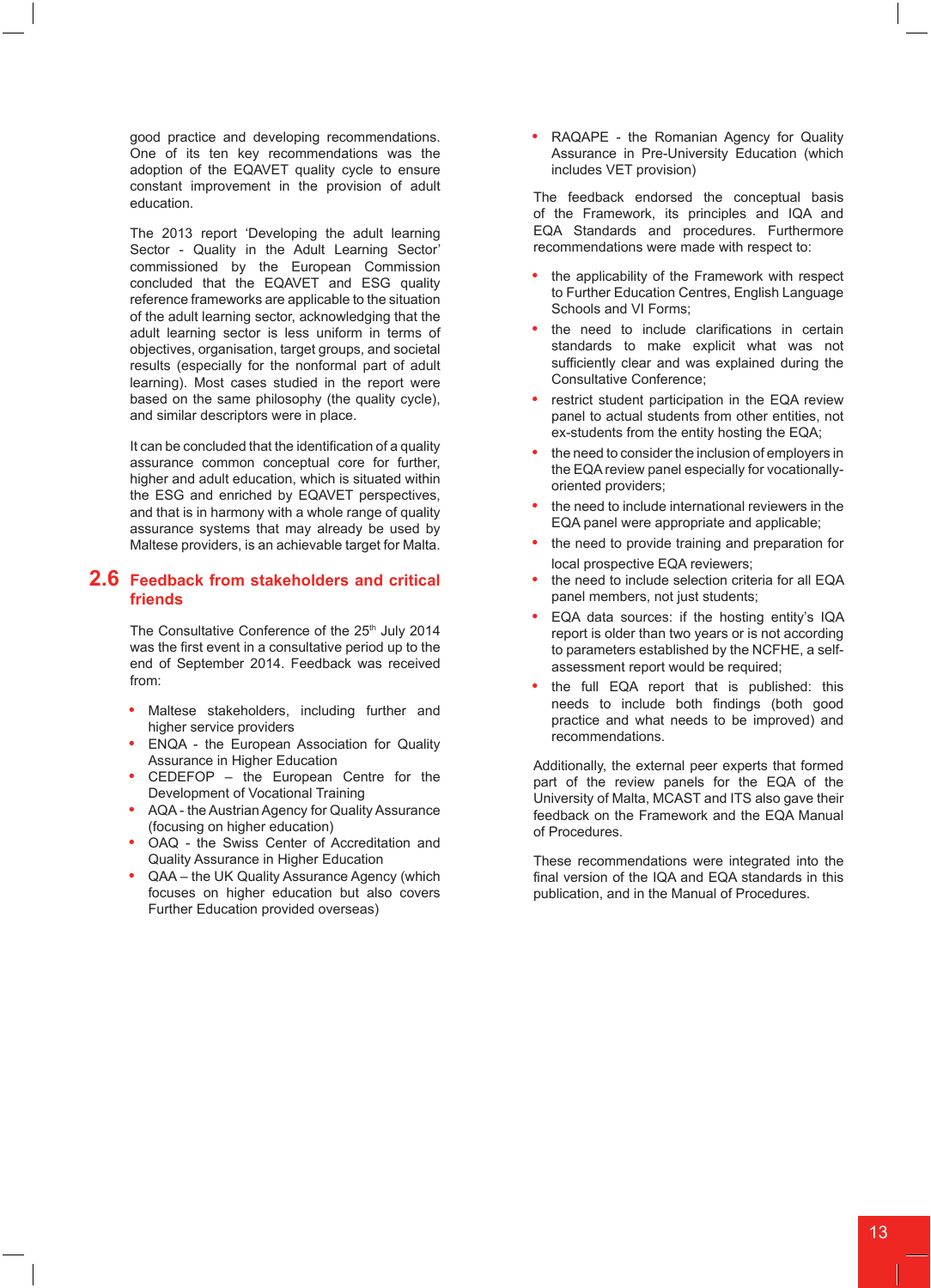good practice and developing recommendations. One of its ten key recommendations was the adoption of the EQAVET quality cycle to ensure constant improvement in the provision of adult education.

The 2013 report 'Developing the adult learning Sector - Quality in the Adult Learning Sector' commissioned by the European Commission concluded that the EQAVET and ESG quality reference frameworks are applicable to the situation of the adult learning sector, acknowledging that the adult learning sector is less uniform in terms of objectives, organisation, target groups, and societal results (especially for the nonformal part of adult learning). Most cases studied in the report were based on the same philosophy (the quality cycle), and similar descriptors were in place.

It can be concluded that the identification of a quality assurance common conceptual core for further, higher and adult education, which is situated within the ESG and enriched by EQAVET perspectives, and that is in harmony with a whole range of quality assurance systems that may already be used by Maltese providers, is an achievable target for Malta.

## 2.6 Feedback from stakeholders and critical friends

The Consultative Conference of the 25th July 2014 was the first event in a consultative period up to the end of September 2014. Feedback was received from:

- Maltese stakeholders, including further and higher service providers
- ENQA - the European Association for Quality Assurance in Higher Education
- CEDEFOP – the European Centre for the Development of Vocational Training
- AQA - the Austrian Agency for Quality Assurance (focusing on higher education)
- OAQ - the Swiss Center of Accreditation and Quality Assurance in Higher Education
- QAA – the UK Quality Assurance Agency (which focuses on higher education but also covers Further Education provided overseas)
- RAQAPE - the Romanian Agency for Quality Assurance in Pre-University Education (which includes VET provision)

The feedback endorsed the conceptual basis of the Framework, its principles and IQA and EQA Standards and procedures. Furthermore recommendations were made with respect to:

- the applicability of the Framework with respect to Further Education Centres, English Language Schools and VI Forms;
- the need to include clarifications in certain standards to make explicit what was not sufficiently clear and was explained during the Consultative Conference;
- restrict student participation in the EQA review panel to actual students from other entities, not ex-students from the entity hosting the EQA;
- the need to consider the inclusion of employers in the EQA review panel especially for vocationally-oriented providers;
- the need to include international reviewers in the EQA panel were appropriate and applicable;
- the need to provide training and preparation for local prospective EQA reviewers;
- the need to include selection criteria for all EQA panel members, not just students;
- EQA data sources: if the hosting entity's IQA report is older than two years or is not according to parameters established by the NCFHE, a self-assessment report would be required;
- the full EQA report that is published: this needs to include both findings (both good practice and what needs to be improved) and recommendations.

Additionally, the external peer experts that formed part of the review panels for the EQA of the University of Malta, MCAST and ITS also gave their feedback on the Framework and the EQA Manual of Procedures.

These recommendations were integrated into the final version of the IQA and EQA standards in this publication, and in the Manual of Procedures.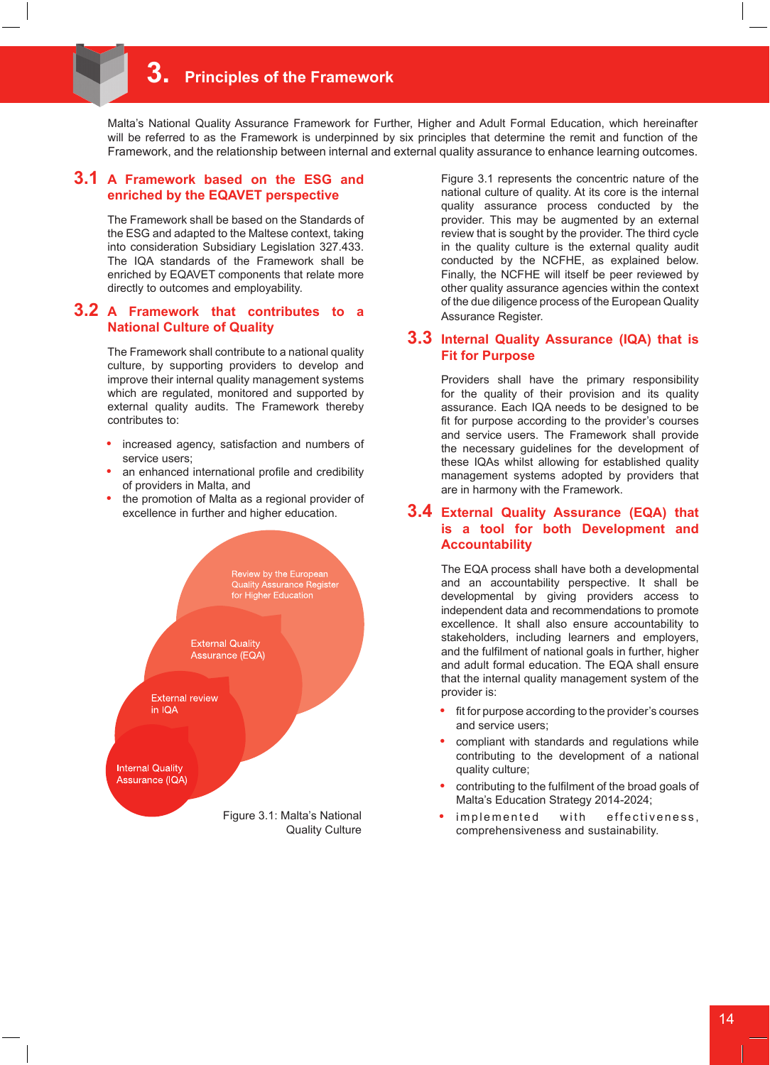# 3. Principles of the Framework

Malta's National Quality Assurance Framework for Further, Higher and Adult Formal Education, which hereinafter will be referred to as the Framework is underpinned by six principles that determine the remit and function of the Framework, and the relationship between internal and external quality assurance to enhance learning outcomes.

## 3.1 A Framework based on the ESG and enriched by the EQAVET perspective

The Framework shall be based on the Standards of the ESG and adapted to the Maltese context, taking into consideration Subsidiary Legislation 327.433. The IQA standards of the Framework shall be enriched by EQAVET components that relate more directly to outcomes and employability.

## 3.2 A Framework that contributes to a National Culture of Quality

The Framework shall contribute to a national quality culture, by supporting providers to develop and improve their internal quality management systems which are regulated, monitored and supported by external quality audits. The Framework thereby contributes to:

- increased agency, satisfaction and numbers of service users;
- an enhanced international profile and credibility of providers in Malta, and
- the promotion of Malta as a regional provider of excellence in further and higher education.

Review by the European Quality Assurance Register for Higher Education

External Quality Assurance (EQA)

External review in IQA

Internal Quality Assurance (IQA)

Figure 3.1: Malta's National Quality Culture

Figure 3.1 represents the concentric nature of the national culture of quality. At its core is the internal quality assurance process conducted by the provider. This may be augmented by an external review that is sought by the provider. The third cycle in the quality culture is the external quality audit conducted by the NCFHE, as explained below. Finally, the NCFHE will itself be peer reviewed by other quality assurance agencies within the context of the due diligence process of the European Quality Assurance Register.

## 3.3 Internal Quality Assurance (IQA) that is Fit for Purpose

Providers shall have the primary responsibility for the quality of their provision and its quality assurance. Each IQA needs to be designed to be fit for purpose according to the provider's courses and service users. The Framework shall provide the necessary guidelines for the development of these IQAs whilst allowing for established quality management systems adopted by providers that are in harmony with the Framework.

## 3.4 External Quality Assurance (EQA) that is a tool for both Development and Accountability

The EQA process shall have both a developmental and an accountability perspective. It shall be developmental by giving providers access to independent data and recommendations to promote excellence. It shall also ensure accountability to stakeholders, including learners and employers, and the fulfilment of national goals in further, higher and adult formal education. The EQA shall ensure that the internal quality management system of the provider is:

- fit for purpose according to the provider's courses and service users;
- compliant with standards and regulations while contributing to the development of a national quality culture;
- contributing to the fulfilment of the broad goals of Malta's Education Strategy 2014-2024;
- implemented with effectiveness, comprehensiveness and sustainability.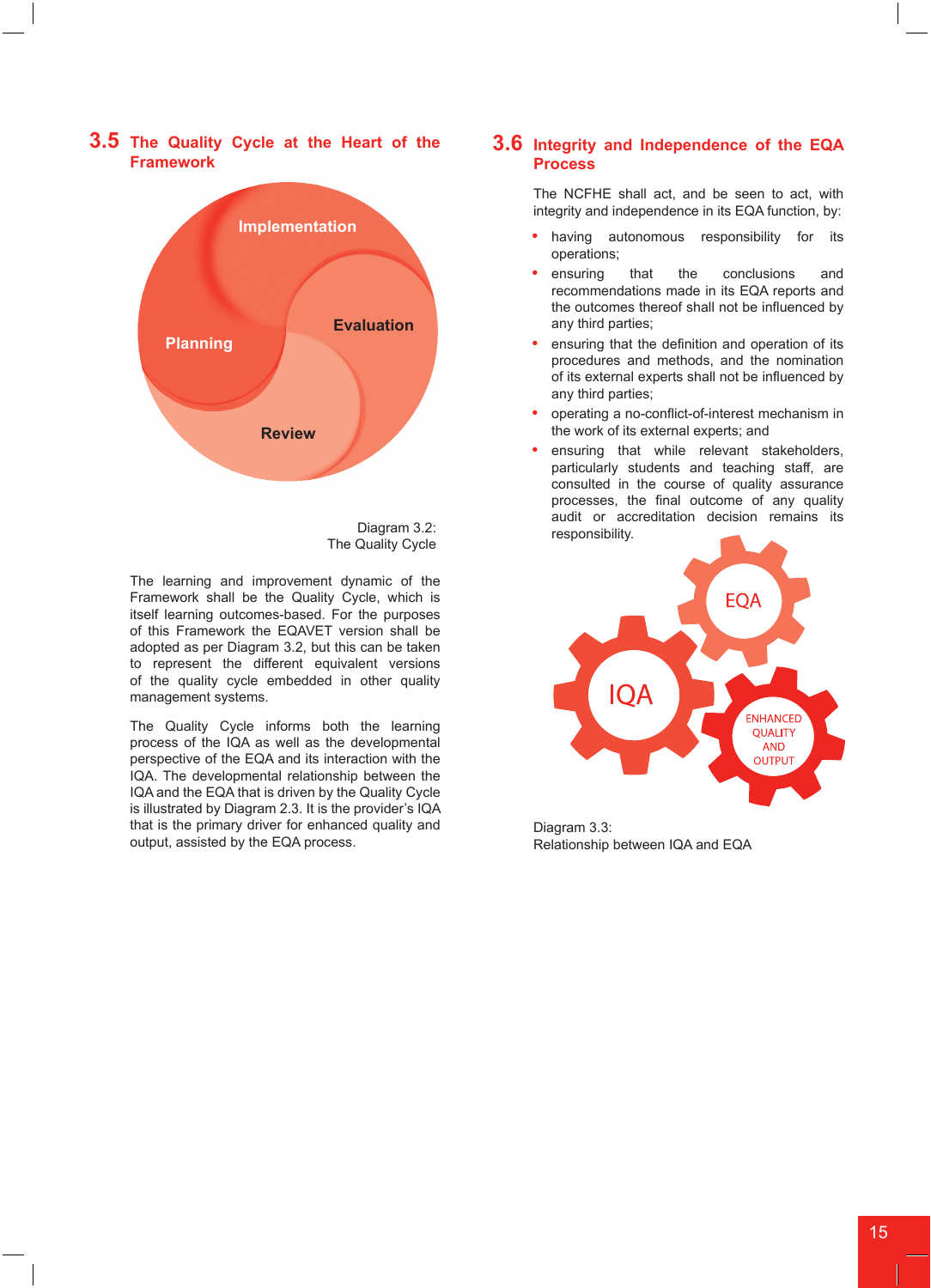## 3.5 The Quality Cycle at the Heart of the Framework

Diagram 3.2:
The Quality Cycle

The learning and improvement dynamic of the Framework shall be the Quality Cycle, which is itself learning outcomes-based. For the purposes of this Framework the EQAVET version shall be adopted as per Diagram 3.2, but this can be taken to represent the different equivalent versions of the quality cycle embedded in other quality management systems.

The Quality Cycle informs both the learning process of the IQA as well as the developmental perspective of the EQA and its interaction with the IQA. The developmental relationship between the IQA and the EQA that is driven by the Quality Cycle is illustrated by Diagram 2.3. It is the provider's IQA that is the primary driver for enhanced quality and output, assisted by the EQA process.

## 3.6 Integrity and Independence of the EQA Process

The NCFHE shall act, and be seen to act, with integrity and independence in its EQA function, by:

- having autonomous responsibility for its operations;
- ensuring that the conclusions and recommendations made in its EQA reports and the outcomes thereof shall not be influenced by any third parties;
- ensuring that the definition and operation of its procedures and methods, and the nomination of its external experts shall not be influenced by any third parties;
- operating a no-conflict-of-interest mechanism in the work of its external experts; and
- ensuring that while relevant stakeholders, particularly students and teaching staff, are consulted in the course of quality assurance processes, the final outcome of any quality audit or accreditation decision remains its responsibility.

Diagram 3.3:
Relationship between IQA and EQA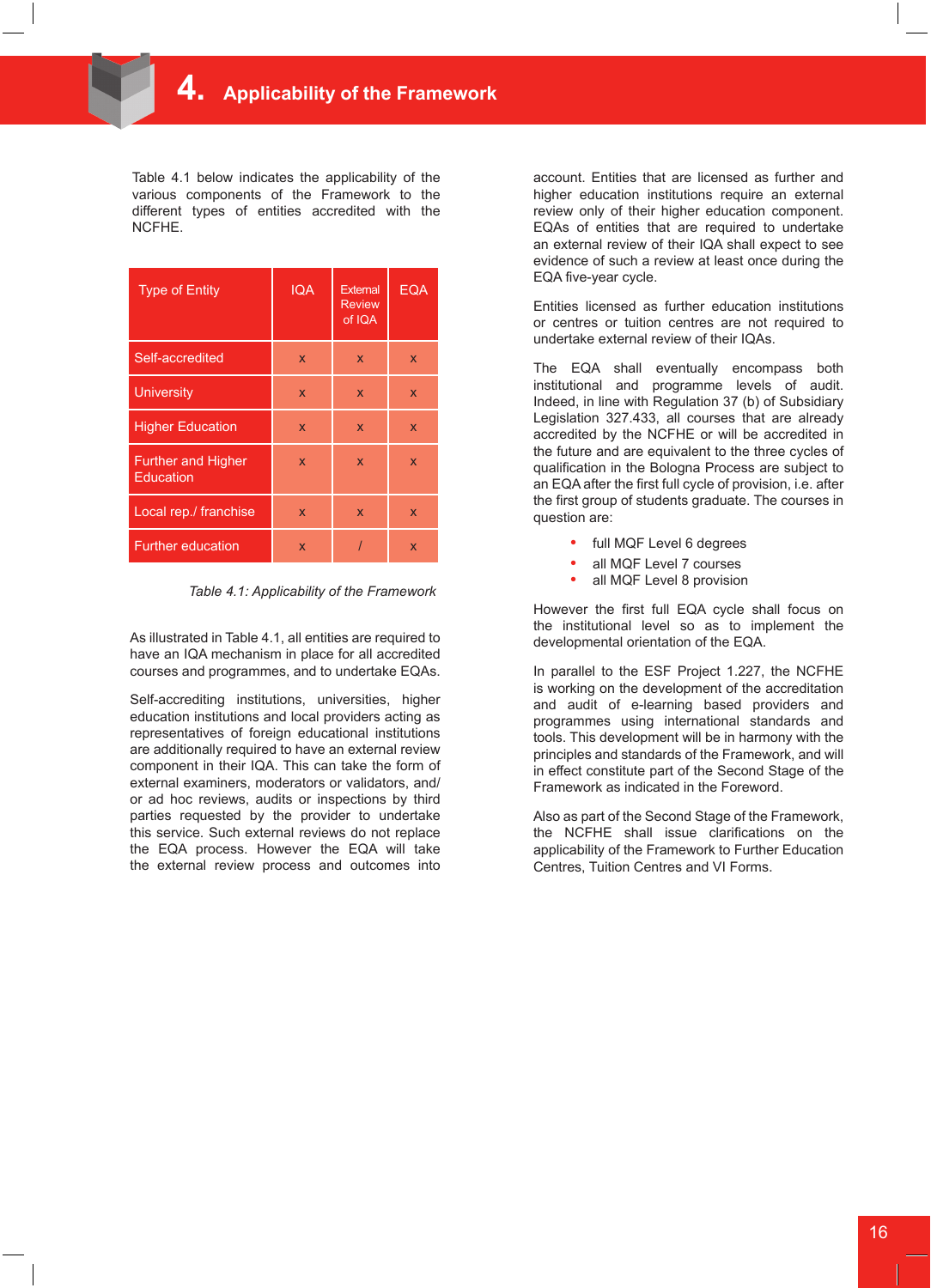# 4. Applicability of the Framework

Table 4.1 below indicates the applicability of the various components of the Framework to the different types of entities accredited with the NCFHE.

| Type of Entity | IQA | External Review of IQA | EQA |
|---|---|---|---|
| Self-accredited | x | x | x |
| University | x | x | x |
| Higher Education | x | x | x |
| Further and Higher Education | x | x | x |
| Local rep./ franchise | x | x | x |
| Further education | x | / | x |

*Table 4.1: Applicability of the Framework*

As illustrated in Table 4.1, all entities are required to have an IQA mechanism in place for all accredited courses and programmes, and to undertake EQAs.

Self-accrediting institutions, universities, higher education institutions and local providers acting as representatives of foreign educational institutions are additionally required to have an external review component in their IQA. This can take the form of external examiners, moderators or validators, and/or ad hoc reviews, audits or inspections by third parties requested by the provider to undertake this service. Such external reviews do not replace the EQA process. However the EQA will take the external review process and outcomes into account. Entities that are licensed as further and higher education institutions require an external review only of their higher education component. EQAs of entities that are required to undertake an external review of their IQA shall expect to see evidence of such a review at least once during the EQA five-year cycle.

Entities licensed as further education institutions or centres or tuition centres are not required to undertake external review of their IQAs.

The EQA shall eventually encompass both institutional and programme levels of audit. Indeed, in line with Regulation 37 (b) of Subsidiary Legislation 327.433, all courses that are already accredited by the NCFHE or will be accredited in the future and are equivalent to the three cycles of qualification in the Bologna Process are subject to an EQA after the first full cycle of provision, i.e. after the first group of students graduate. The courses in question are:

- full MQF Level 6 degrees
- all MQF Level 7 courses
- all MQF Level 8 provision

However the first full EQA cycle shall focus on the institutional level so as to implement the developmental orientation of the EQA.

In parallel to the ESF Project 1.227, the NCFHE is working on the development of the accreditation and audit of e-learning based providers and programmes using international standards and tools. This development will be in harmony with the principles and standards of the Framework, and will in effect constitute part of the Second Stage of the Framework as indicated in the Foreword.

Also as part of the Second Stage of the Framework, the NCFHE shall issue clarifications on the applicability of the Framework to Further Education Centres, Tuition Centres and VI Forms.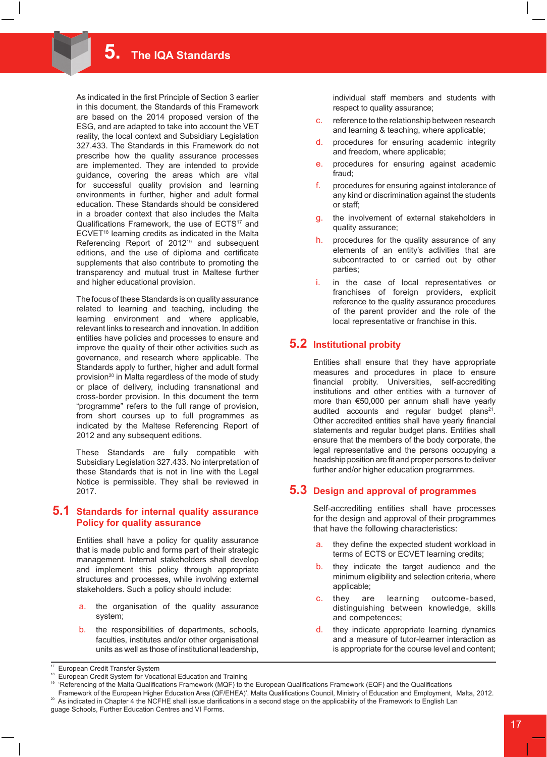# 5. The IQA Standards

As indicated in the first Principle of Section 3 earlier in this document, the Standards of this Framework are based on the 2014 proposed version of the ESG, and are adapted to take into account the VET reality, the local context and Subsidiary Legislation 327.433. The Standards in this Framework do not prescribe how the quality assurance processes are implemented. They are intended to provide guidance, covering the areas which are vital for successful quality provision and learning environments in further, higher and adult formal education. These Standards should be considered in a broader context that also includes the Malta Qualifications Framework, the use of ECTS[17] and ECVET[18] learning credits as indicated in the Malta Referencing Report of 2012[19] and subsequent editions, and the use of diploma and certificate supplements that also contribute to promoting the transparency and mutual trust in Maltese further and higher educational provision.

The focus of these Standards is on quality assurance related to learning and teaching, including the learning environment and where applicable, relevant links to research and innovation. In addition entities have policies and processes to ensure and improve the quality of their other activities such as governance, and research where applicable. The Standards apply to further, higher and adult formal provision[20] in Malta regardless of the mode of study or place of delivery, including transnational and cross-border provision. In this document the term "programme" refers to the full range of provision, from short courses up to full programmes as indicated by the Maltese Referencing Report of 2012 and any subsequent editions.

These Standards are fully compatible with Subsidiary Legislation 327.433. No interpretation of these Standards that is not in line with the Legal Notice is permissible. They shall be reviewed in 2017.

## 5.1 Standards for internal quality assurance Policy for quality assurance

Entities shall have a policy for quality assurance that is made public and forms part of their strategic management. Internal stakeholders shall develop and implement this policy through appropriate structures and processes, while involving external stakeholders. Such a policy should include:

a. the organisation of the quality assurance system;
b. the responsibilities of departments, schools, faculties, institutes and/or other organisational units as well as those of institutional leadership, individual staff members and students with respect to quality assurance;
c. reference to the relationship between research and learning & teaching, where applicable;
d. procedures for ensuring academic integrity and freedom, where applicable;
e. procedures for ensuring against academic fraud;
f. procedures for ensuring against intolerance of any kind or discrimination against the students or staff;
g. the involvement of external stakeholders in quality assurance;
h. procedures for the quality assurance of any elements of an entity's activities that are subcontracted to or carried out by other parties;
i. in the case of local representatives or franchises of foreign providers, explicit reference to the quality assurance procedures of the parent provider and the role of the local representative or franchise in this.

## 5.2 Institutional probity

Entities shall ensure that they have appropriate measures and procedures in place to ensure financial probity. Universities, self-accrediting institutions and other entities with a turnover of more than €50,000 per annum shall have yearly audited accounts and regular budget plans[21]. Other accredited entities shall have yearly financial statements and regular budget plans. Entities shall ensure that the members of the body corporate, the legal representative and the persons occupying a headship position are fit and proper persons to deliver further and/or higher education programmes.

## 5.3 Design and approval of programmes

Self-accrediting entities shall have processes for the design and approval of their programmes that have the following characteristics:

a. they define the expected student workload in terms of ECTS or ECVET learning credits;
b. they indicate the target audience and the minimum eligibility and selection criteria, where applicable;
c. they are learning outcome-based, distinguishing between knowledge, skills and competences;
d. they indicate appropriate learning dynamics and a measure of tutor-learner interaction as is appropriate for the course level and content;

---

[17] European Credit Transfer System
[18] European Credit System for Vocational Education and Training
[19] 'Referencing of the Malta Qualifications Framework (MQF) to the European Qualifications Framework (EQF) and the Qualifications Framework of the European Higher Education Area (QF/EHEA)'. Malta Qualifications Council, Ministry of Education and Employment, Malta, 2012.
[20] As indicated in Chapter 4 the NCFHE shall issue clarifications in a second stage on the applicability of the Framework to English Lan guage Schools, Further Education Centres and VI Forms.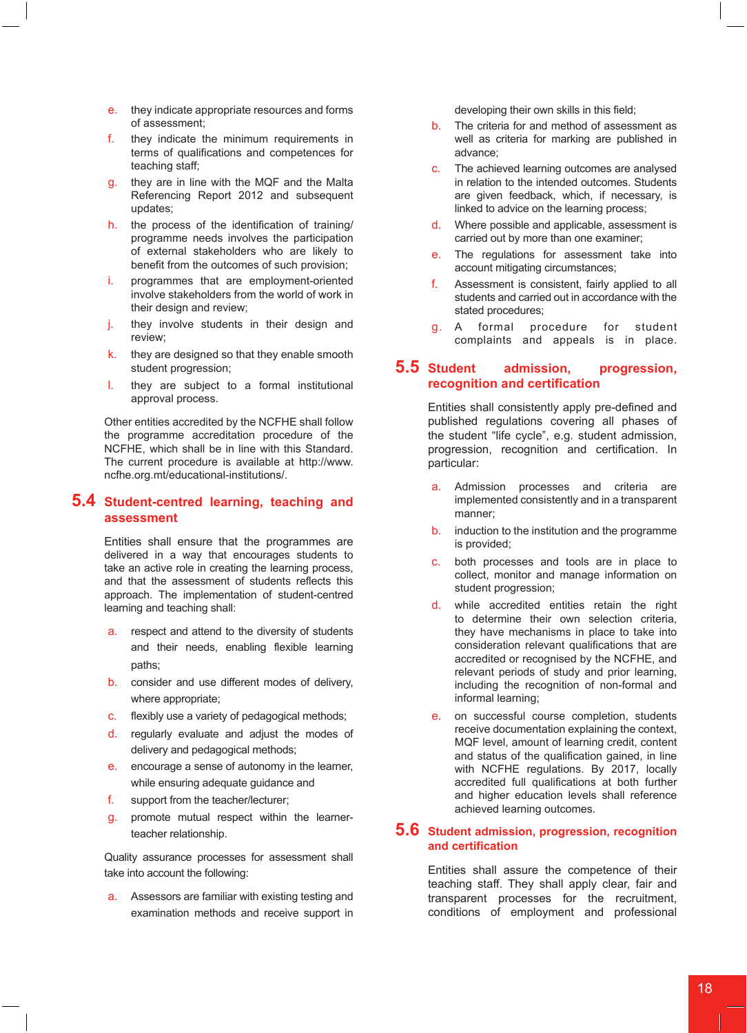e. they indicate appropriate resources and forms of assessment;
f. they indicate the minimum requirements in terms of qualifications and competences for teaching staff;
g. they are in line with the MQF and the Malta Referencing Report 2012 and subsequent updates;
h. the process of the identification of training/programme needs involves the participation of external stakeholders who are likely to benefit from the outcomes of such provision;
i. programmes that are employment-oriented involve stakeholders from the world of work in their design and review;
j. they involve students in their design and review;
k. they are designed so that they enable smooth student progression;
l. they are subject to a formal institutional approval process.

Other entities accredited by the NCFHE shall follow the programme accreditation procedure of the NCFHE, which shall be in line with this Standard. The current procedure is available at http://www.ncfhe.org.mt/educational-institutions/.

## 5.4 Student-centred learning, teaching and assessment

Entities shall ensure that the programmes are delivered in a way that encourages students to take an active role in creating the learning process, and that the assessment of students reflects this approach. The implementation of student-centred learning and teaching shall:

a. respect and attend to the diversity of students and their needs, enabling flexible learning paths;
b. consider and use different modes of delivery, where appropriate;
c. flexibly use a variety of pedagogical methods;
d. regularly evaluate and adjust the modes of delivery and pedagogical methods;
e. encourage a sense of autonomy in the learner, while ensuring adequate guidance and
f. support from the teacher/lecturer;
g. promote mutual respect within the learner-teacher relationship.

Quality assurance processes for assessment shall take into account the following:

a. Assessors are familiar with existing testing and examination methods and receive support in developing their own skills in this field;
b. The criteria for and method of assessment as well as criteria for marking are published in advance;
c. The achieved learning outcomes are analysed in relation to the intended outcomes. Students are given feedback, which, if necessary, is linked to advice on the learning process;
d. Where possible and applicable, assessment is carried out by more than one examiner;
e. The regulations for assessment take into account mitigating circumstances;
f. Assessment is consistent, fairly applied to all students and carried out in accordance with the stated procedures;
g. A formal procedure for student complaints and appeals is in place.

## 5.5 Student admission, progression, recognition and certification

Entities shall consistently apply pre-defined and published regulations covering all phases of the student "life cycle", e.g. student admission, progression, recognition and certification. In particular:

a. Admission processes and criteria are implemented consistently and in a transparent manner;
b. induction to the institution and the programme is provided;
c. both processes and tools are in place to collect, monitor and manage information on student progression;
d. while accredited entities retain the right to determine their own selection criteria, they have mechanisms in place to take into consideration relevant qualifications that are accredited or recognised by the NCFHE, and relevant periods of study and prior learning, including the recognition of non-formal and informal learning;
e. on successful course completion, students receive documentation explaining the context, MQF level, amount of learning credit, content and status of the qualification gained, in line with NCFHE regulations. By 2017, locally accredited full qualifications at both further and higher education levels shall reference achieved learning outcomes.

## 5.6 Student admission, progression, recognition and certification

Entities shall assure the competence of their teaching staff. They shall apply clear, fair and transparent processes for the recruitment, conditions of employment and professional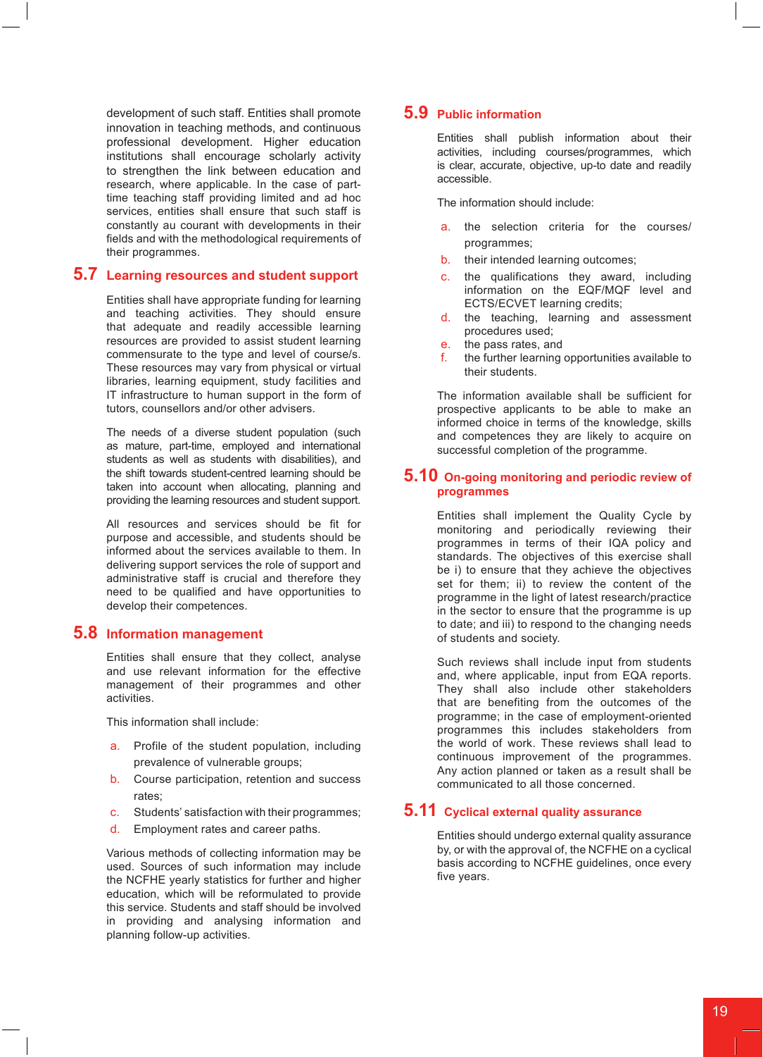development of such staff. Entities shall promote innovation in teaching methods, and continuous professional development. Higher education institutions shall encourage scholarly activity to strengthen the link between education and research, where applicable. In the case of part-time teaching staff providing limited and ad hoc services, entities shall ensure that such staff is constantly au courant with developments in their fields and with the methodological requirements of their programmes.

## 5.7 Learning resources and student support

Entities shall have appropriate funding for learning and teaching activities. They should ensure that adequate and readily accessible learning resources are provided to assist student learning commensurate to the type and level of course/s. These resources may vary from physical or virtual libraries, learning equipment, study facilities and IT infrastructure to human support in the form of tutors, counsellors and/or other advisers.

The needs of a diverse student population (such as mature, part-time, employed and international students as well as students with disabilities), and the shift towards student-centred learning should be taken into account when allocating, planning and providing the learning resources and student support.

All resources and services should be fit for purpose and accessible, and students should be informed about the services available to them. In delivering support services the role of support and administrative staff is crucial and therefore they need to be qualified and have opportunities to develop their competences.

## 5.8 Information management

Entities shall ensure that they collect, analyse and use relevant information for the effective management of their programmes and other activities.

This information shall include:

a. Profile of the student population, including prevalence of vulnerable groups;
b. Course participation, retention and success rates;
c. Students' satisfaction with their programmes;
d. Employment rates and career paths.

Various methods of collecting information may be used. Sources of such information may include the NCFHE yearly statistics for further and higher education, which will be reformulated to provide this service. Students and staff should be involved in providing and analysing information and planning follow-up activities.

## 5.9 Public information

Entities shall publish information about their activities, including courses/programmes, which is clear, accurate, objective, up-to date and readily accessible.

The information should include:

a. the selection criteria for the courses/programmes;
b. their intended learning outcomes;
c. the qualifications they award, including information on the EQF/MQF level and ECTS/ECVET learning credits;
d. the teaching, learning and assessment procedures used;
e. the pass rates, and
f. the further learning opportunities available to their students.

The information available shall be sufficient for prospective applicants to be able to make an informed choice in terms of the knowledge, skills and competences they are likely to acquire on successful completion of the programme.

## 5.10 On-going monitoring and periodic review of programmes

Entities shall implement the Quality Cycle by monitoring and periodically reviewing their programmes in terms of their IQA policy and standards. The objectives of this exercise shall be i) to ensure that they achieve the objectives set for them; ii) to review the content of the programme in the light of latest research/practice in the sector to ensure that the programme is up to date; and iii) to respond to the changing needs of students and society.

Such reviews shall include input from students and, where applicable, input from EQA reports. They shall also include other stakeholders that are benefiting from the outcomes of the programme; in the case of employment-oriented programmes this includes stakeholders from the world of work. These reviews shall lead to continuous improvement of the programmes. Any action planned or taken as a result shall be communicated to all those concerned.

## 5.11 Cyclical external quality assurance

Entities should undergo external quality assurance by, or with the approval of, the NCFHE on a cyclical basis according to NCFHE guidelines, once every five years.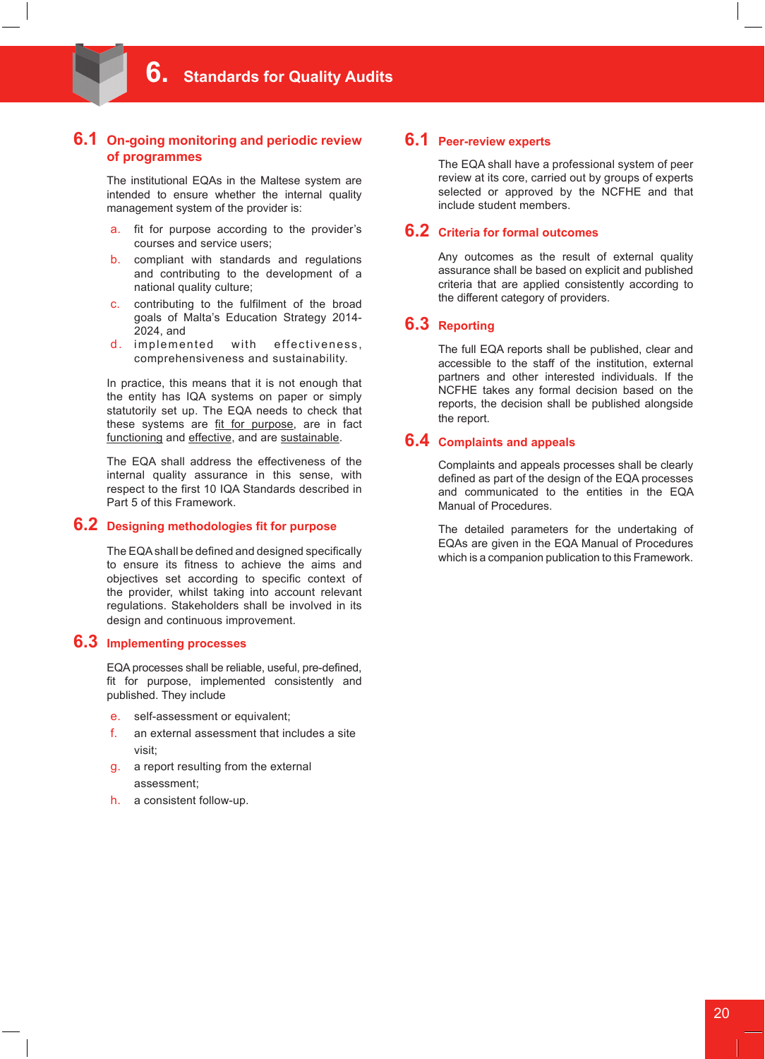# 6. Standards for Quality Audits

## 6.1 On-going monitoring and periodic review of programmes

The institutional EQAs in the Maltese system are intended to ensure whether the internal quality management system of the provider is:

a. fit for purpose according to the provider's courses and service users;
b. compliant with standards and regulations and contributing to the development of a national quality culture;
c. contributing to the fulfilment of the broad goals of Malta's Education Strategy 2014-2024, and
d. implemented with effectiveness, comprehensiveness and sustainability.

In practice, this means that it is not enough that the entity has IQA systems on paper or simply statutorily set up. The EQA needs to check that these systems are fit for purpose, are in fact functioning and effective, and are sustainable.

The EQA shall address the effectiveness of the internal quality assurance in this sense, with respect to the first 10 IQA Standards described in Part 5 of this Framework.

## 6.2 Designing methodologies fit for purpose

The EQA shall be defined and designed specifically to ensure its fitness to achieve the aims and objectives set according to specific context of the provider, whilst taking into account relevant regulations. Stakeholders shall be involved in its design and continuous improvement.

## 6.3 Implementing processes

EQA processes shall be reliable, useful, pre-defined, fit for purpose, implemented consistently and published. They include

e. self-assessment or equivalent;
f. an external assessment that includes a site visit;
g. a report resulting from the external assessment;
h. a consistent follow-up.

## 6.1 Peer-review experts

The EQA shall have a professional system of peer review at its core, carried out by groups of experts selected or approved by the NCFHE and that include student members.

## 6.2 Criteria for formal outcomes

Any outcomes as the result of external quality assurance shall be based on explicit and published criteria that are applied consistently according to the different category of providers.

## 6.3 Reporting

The full EQA reports shall be published, clear and accessible to the staff of the institution, external partners and other interested individuals. If the NCFHE takes any formal decision based on the reports, the decision shall be published alongside the report.

## 6.4 Complaints and appeals

Complaints and appeals processes shall be clearly defined as part of the design of the EQA processes and communicated to the entities in the EQA Manual of Procedures.

The detailed parameters for the undertaking of EQAs are given in the EQA Manual of Procedures which is a companion publication to this Framework.